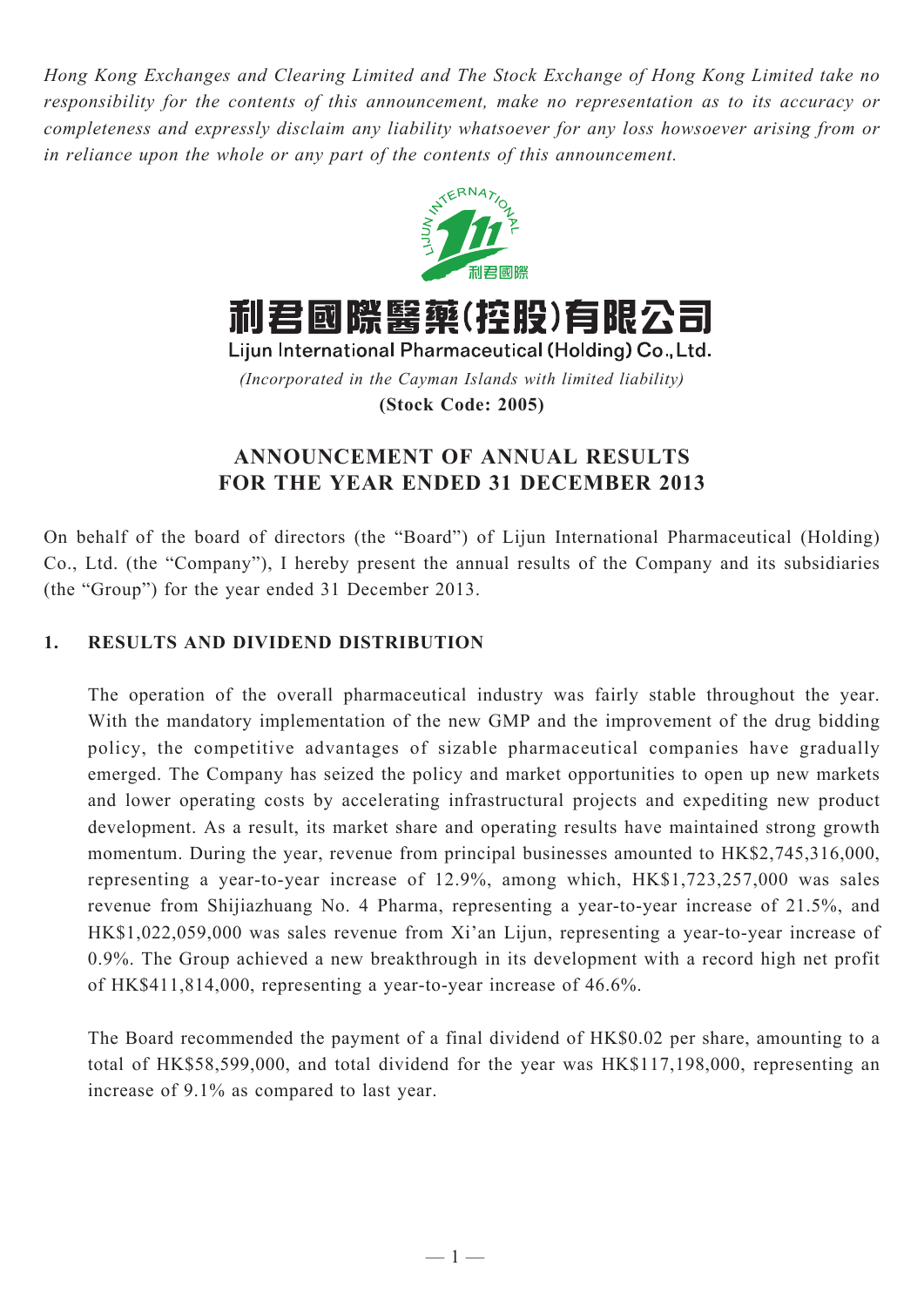*Hong Kong Exchanges and Clearing Limited and The Stock Exchange of Hong Kong Limited take no responsibility for the contents of this announcement, make no representation as to its accuracy or completeness and expressly disclaim any liability whatsoever for any loss howsoever arising from or in reliance upon the whole or any part of the contents of this announcement.*

# 利君國際醫藥(控股)有限公司

## Lijun International Pharmaceutical (Holding) Co., Ltd.

*(Incorporated in the Cayman Islands with limited liability)*

**(Stock Code: 2005)**

## ANNOUNCEMENT OF ANNUAL RESULTS FOR THE YEAR ENDED 31 DECEMBER 2013

On behalf of the board of directors (the "Board") of Lijun International Pharmaceutical (Holding) Co., Ltd. (the "Company"), I hereby present the annual results of the Company and its subsidiaries (the "Group") for the year ended 31 December 2013.

### 1. RESULTS AND DIVIDEND DISTRIBUTION

The operation of the overall pharmaceutical industry was fairly stable throughout the year. With the mandatory implementation of the new GMP and the improvement of the drug bidding policy, the competitive advantages of sizable pharmaceutical companies have gradually emerged. The Company has seized the policy and market opportunities to open up new markets and lower operating costs by accelerating infrastructural projects and expediting new product development. As a result, its market share and operating results have maintained strong growth momentum. During the year, revenue from principal businesses amounted to HK$2,745,316,000, representing a year-to-year increase of 12.9%, among which, HK$1,723,257,000 was sales revenue from Shijiazhuang No. 4 Pharma, representing a year-to-year increase of 21.5%, and HK$1,022,059,000 was sales revenue from Xi'an Lijun, representing a year-to-year increase of 0.9%. The Group achieved a new breakthrough in its development with a record high net profit of HK$411,814,000, representing a year-to-year increase of 46.6%.

The Board recommended the payment of a final dividend of HK$0.02 per share, amounting to a total of HK$58,599,000, and total dividend for the year was HK$117,198,000, representing an increase of 9.1% as compared to last year.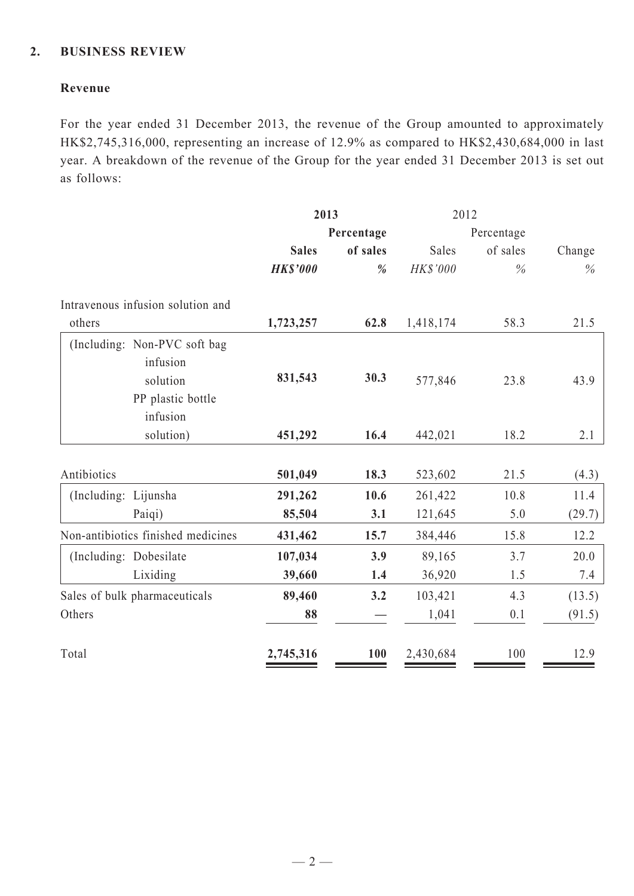## 2. BUSINESS REVIEW

### Revenue

For the year ended 31 December 2013, the revenue of the Group amounted to approximately HK$2,745,316,000, representing an increase of 12.9% as compared to HK$2,430,684,000 in last year. A breakdown of the revenue of the Group for the year ended 31 December 2013 is set out as follows:

| | **2013** | | 2012 | | |
|---|---|---|---|---|---|
| | **Sales** | **Percentage of sales** | Sales | Percentage of sales | Change |
| | ***HK$'000*** | ***%*** | *HK$'000* | *%* | *%* |
| Intravenous infusion solution and others | **1,723,257** | **62.8** | 1,418,174 | 58.3 | 21.5 |
| (Including: Non-PVC soft bag infusion solution | **831,543** | **30.3** | 577,846 | 23.8 | 43.9 |
| PP plastic bottle infusion solution) | **451,292** | **16.4** | 442,021 | 18.2 | 2.1 |
| Antibiotics | **501,049** | **18.3** | 523,602 | 21.5 | (4.3) |
| (Including: Lijunsha | **291,262** | **10.6** | 261,422 | 10.8 | 11.4 |
| Paiqi) | **85,504** | **3.1** | 121,645 | 5.0 | (29.7) |
| Non-antibiotics finished medicines | **431,462** | **15.7** | 384,446 | 15.8 | 12.2 |
| (Including: Dobesilate | **107,034** | **3.9** | 89,165 | 3.7 | 20.0 |
| Lixiding | **39,660** | **1.4** | 36,920 | 1.5 | 7.4 |
| Sales of bulk pharmaceuticals | **89,460** | **3.2** | 103,421 | 4.3 | (13.5) |
| Others | **88** | **—** | 1,041 | 0.1 | (91.5) |
| Total | **2,745,316** | **100** | 2,430,684 | 100 | 12.9 |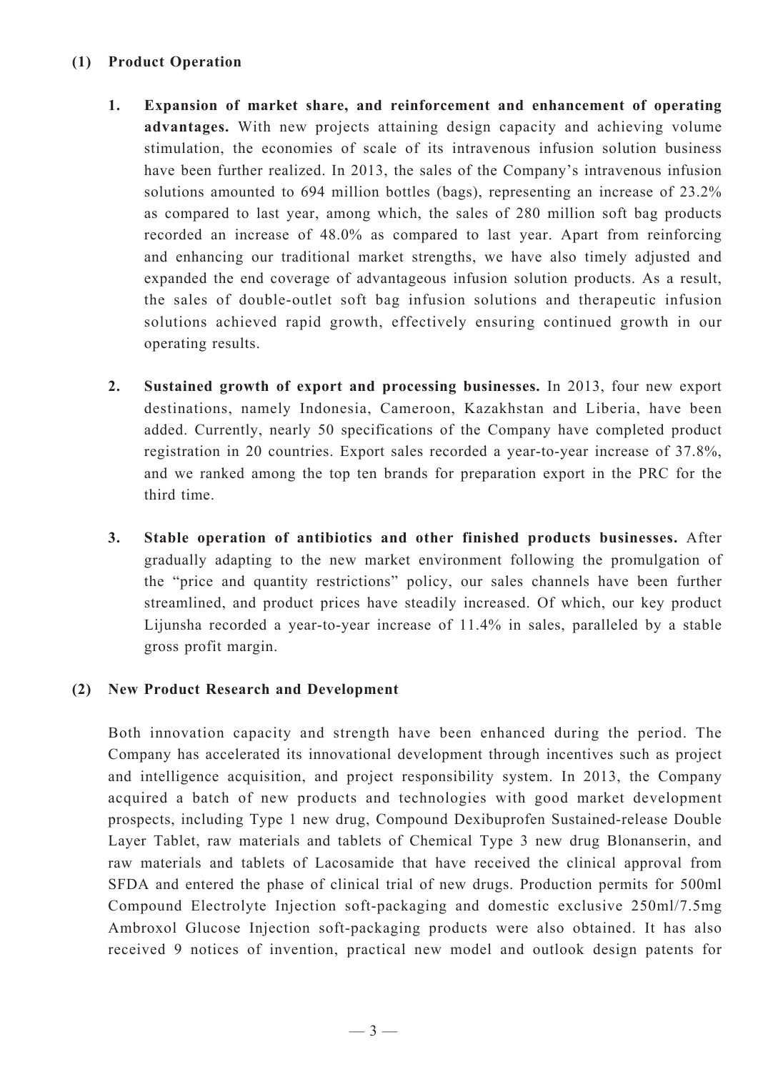### (1) Product Operation

1. **Expansion of market share, and reinforcement and enhancement of operating advantages.** With new projects attaining design capacity and achieving volume stimulation, the economies of scale of its intravenous infusion solution business have been further realized. In 2013, the sales of the Company's intravenous infusion solutions amounted to 694 million bottles (bags), representing an increase of 23.2% as compared to last year, among which, the sales of 280 million soft bag products recorded an increase of 48.0% as compared to last year. Apart from reinforcing and enhancing our traditional market strengths, we have also timely adjusted and expanded the end coverage of advantageous infusion solution products. As a result, the sales of double-outlet soft bag infusion solutions and therapeutic infusion solutions achieved rapid growth, effectively ensuring continued growth in our operating results.

2. **Sustained growth of export and processing businesses.** In 2013, four new export destinations, namely Indonesia, Cameroon, Kazakhstan and Liberia, have been added. Currently, nearly 50 specifications of the Company have completed product registration in 20 countries. Export sales recorded a year-to-year increase of 37.8%, and we ranked among the top ten brands for preparation export in the PRC for the third time.

3. **Stable operation of antibiotics and other finished products businesses.** After gradually adapting to the new market environment following the promulgation of the "price and quantity restrictions" policy, our sales channels have been further streamlined, and product prices have steadily increased. Of which, our key product Lijunsha recorded a year-to-year increase of 11.4% in sales, paralleled by a stable gross profit margin.

### (2) New Product Research and Development

Both innovation capacity and strength have been enhanced during the period. The Company has accelerated its innovational development through incentives such as project and intelligence acquisition, and project responsibility system. In 2013, the Company acquired a batch of new products and technologies with good market development prospects, including Type 1 new drug, Compound Dexibuprofen Sustained-release Double Layer Tablet, raw materials and tablets of Chemical Type 3 new drug Blonanserin, and raw materials and tablets of Lacosamide that have received the clinical approval from SFDA and entered the phase of clinical trial of new drugs. Production permits for 500ml Compound Electrolyte Injection soft-packaging and domestic exclusive 250ml/7.5mg Ambroxol Glucose Injection soft-packaging products were also obtained. It has also received 9 notices of invention, practical new model and outlook design patents for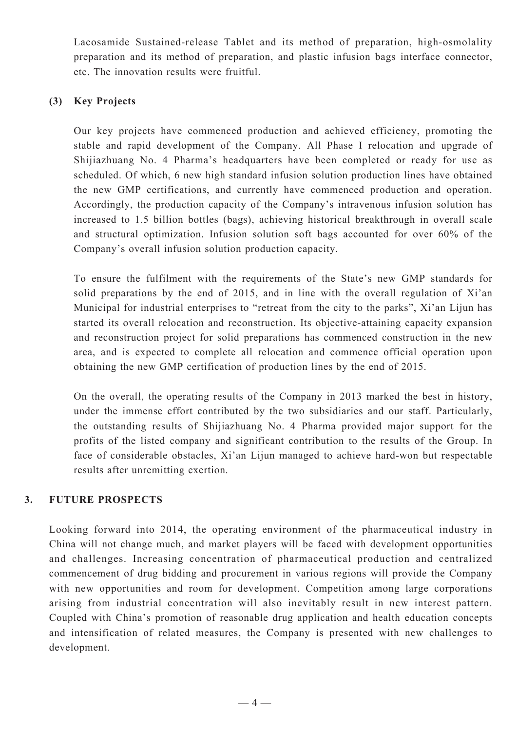Lacosamide Sustained-release Tablet and its method of preparation, high-osmolality preparation and its method of preparation, and plastic infusion bags interface connector, etc. The innovation results were fruitful.

**(3) Key Projects**

Our key projects have commenced production and achieved efficiency, promoting the stable and rapid development of the Company. All Phase I relocation and upgrade of Shijiazhuang No. 4 Pharma's headquarters have been completed or ready for use as scheduled. Of which, 6 new high standard infusion solution production lines have obtained the new GMP certifications, and currently have commenced production and operation. Accordingly, the production capacity of the Company's intravenous infusion solution has increased to 1.5 billion bottles (bags), achieving historical breakthrough in overall scale and structural optimization. Infusion solution soft bags accounted for over 60% of the Company's overall infusion solution production capacity.

To ensure the fulfilment with the requirements of the State's new GMP standards for solid preparations by the end of 2015, and in line with the overall regulation of Xi'an Municipal for industrial enterprises to "retreat from the city to the parks", Xi'an Lijun has started its overall relocation and reconstruction. Its objective-attaining capacity expansion and reconstruction project for solid preparations has commenced construction in the new area, and is expected to complete all relocation and commence official operation upon obtaining the new GMP certification of production lines by the end of 2015.

On the overall, the operating results of the Company in 2013 marked the best in history, under the immense effort contributed by the two subsidiaries and our staff. Particularly, the outstanding results of Shijiazhuang No. 4 Pharma provided major support for the profits of the listed company and significant contribution to the results of the Group. In face of considerable obstacles, Xi'an Lijun managed to achieve hard-won but respectable results after unremitting exertion.

## 3. FUTURE PROSPECTS

Looking forward into 2014, the operating environment of the pharmaceutical industry in China will not change much, and market players will be faced with development opportunities and challenges. Increasing concentration of pharmaceutical production and centralized commencement of drug bidding and procurement in various regions will provide the Company with new opportunities and room for development. Competition among large corporations arising from industrial concentration will also inevitably result in new interest pattern. Coupled with China's promotion of reasonable drug application and health education concepts and intensification of related measures, the Company is presented with new challenges to development.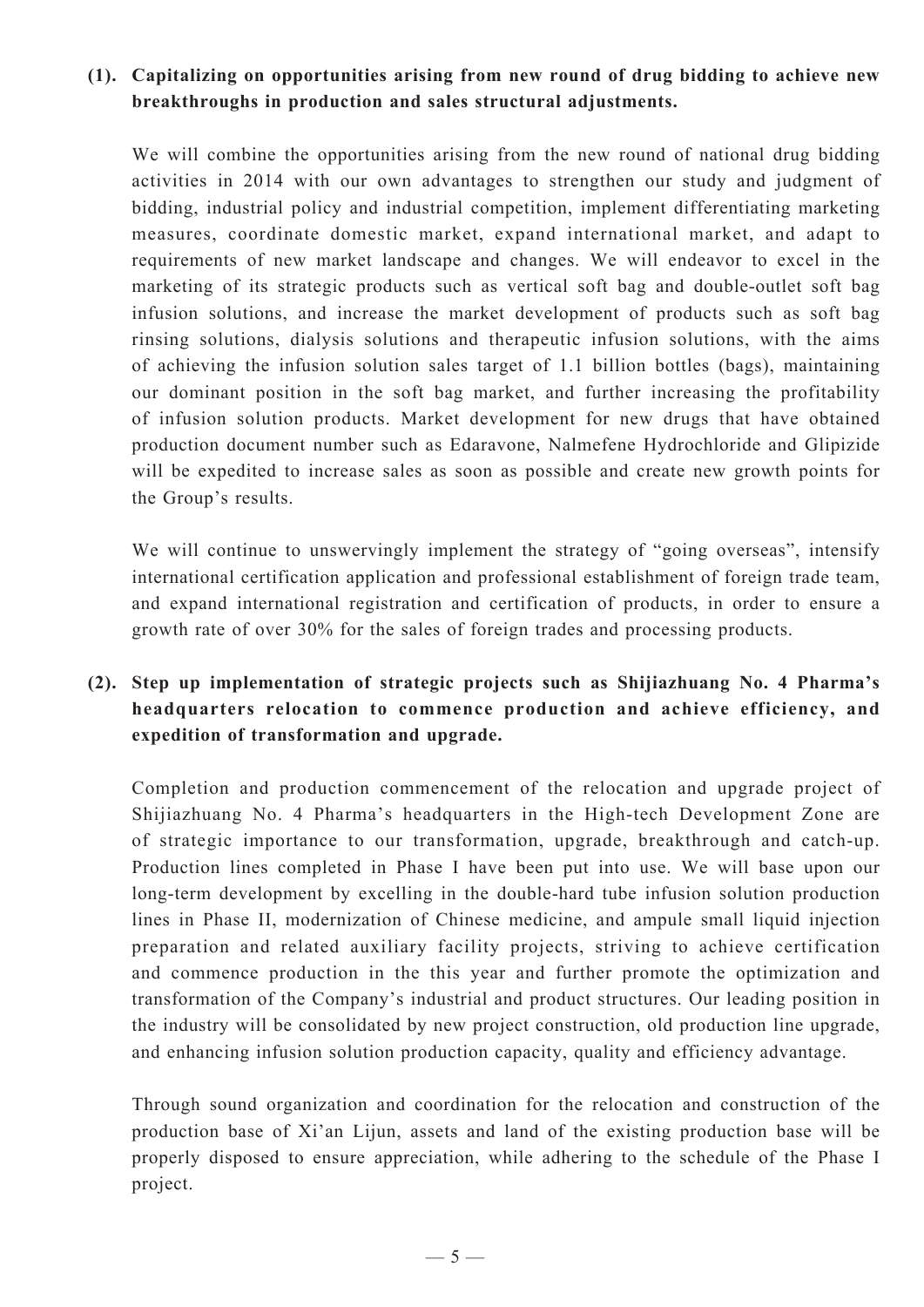**(1). Capitalizing on opportunities arising from new round of drug bidding to achieve new breakthroughs in production and sales structural adjustments.**

We will combine the opportunities arising from the new round of national drug bidding activities in 2014 with our own advantages to strengthen our study and judgment of bidding, industrial policy and industrial competition, implement differentiating marketing measures, coordinate domestic market, expand international market, and adapt to requirements of new market landscape and changes. We will endeavor to excel in the marketing of its strategic products such as vertical soft bag and double-outlet soft bag infusion solutions, and increase the market development of products such as soft bag rinsing solutions, dialysis solutions and therapeutic infusion solutions, with the aims of achieving the infusion solution sales target of 1.1 billion bottles (bags), maintaining our dominant position in the soft bag market, and further increasing the profitability of infusion solution products. Market development for new drugs that have obtained production document number such as Edaravone, Nalmefene Hydrochloride and Glipizide will be expedited to increase sales as soon as possible and create new growth points for the Group's results.

We will continue to unswervingly implement the strategy of "going overseas", intensify international certification application and professional establishment of foreign trade team, and expand international registration and certification of products, in order to ensure a growth rate of over 30% for the sales of foreign trades and processing products.

**(2). Step up implementation of strategic projects such as Shijiazhuang No. 4 Pharma's headquarters relocation to commence production and achieve efficiency, and expedition of transformation and upgrade.**

Completion and production commencement of the relocation and upgrade project of Shijiazhuang No. 4 Pharma's headquarters in the High-tech Development Zone are of strategic importance to our transformation, upgrade, breakthrough and catch-up. Production lines completed in Phase I have been put into use. We will base upon our long-term development by excelling in the double-hard tube infusion solution production lines in Phase II, modernization of Chinese medicine, and ampule small liquid injection preparation and related auxiliary facility projects, striving to achieve certification and commence production in the this year and further promote the optimization and transformation of the Company's industrial and product structures. Our leading position in the industry will be consolidated by new project construction, old production line upgrade, and enhancing infusion solution production capacity, quality and efficiency advantage.

Through sound organization and coordination for the relocation and construction of the production base of Xi'an Lijun, assets and land of the existing production base will be properly disposed to ensure appreciation, while adhering to the schedule of the Phase I project.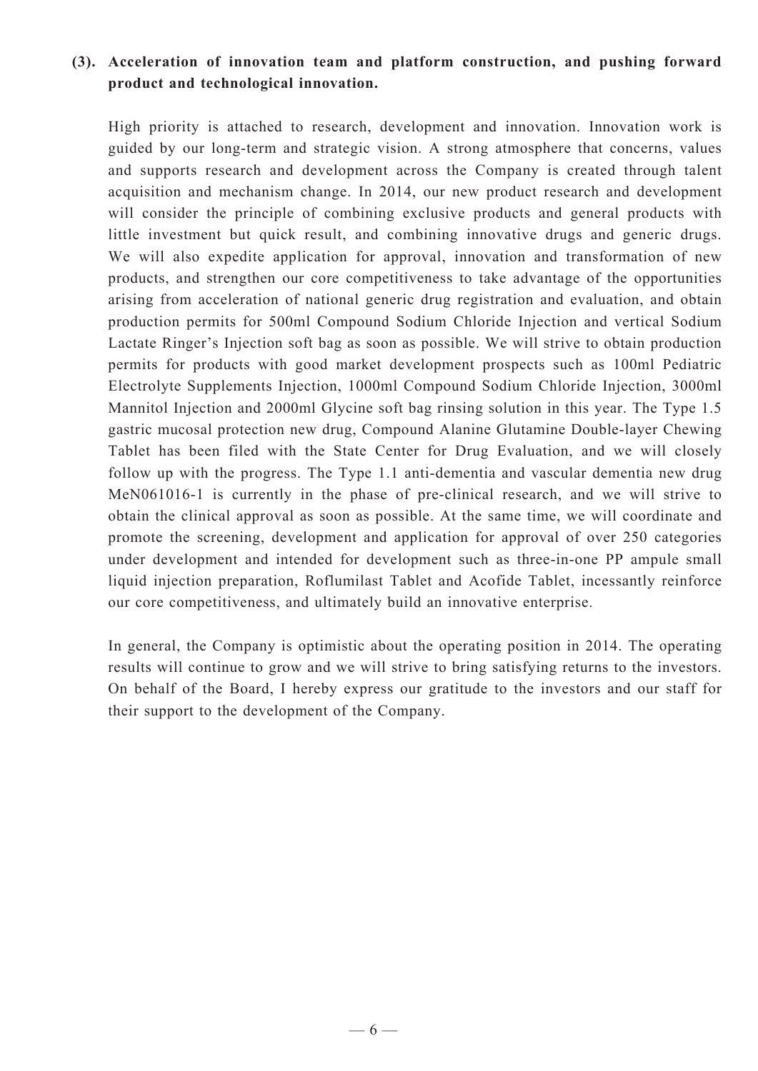**(3). Acceleration of innovation team and platform construction, and pushing forward product and technological innovation.**

High priority is attached to research, development and innovation. Innovation work is guided by our long-term and strategic vision. A strong atmosphere that concerns, values and supports research and development across the Company is created through talent acquisition and mechanism change. In 2014, our new product research and development will consider the principle of combining exclusive products and general products with little investment but quick result, and combining innovative drugs and generic drugs. We will also expedite application for approval, innovation and transformation of new products, and strengthen our core competitiveness to take advantage of the opportunities arising from acceleration of national generic drug registration and evaluation, and obtain production permits for 500ml Compound Sodium Chloride Injection and vertical Sodium Lactate Ringer's Injection soft bag as soon as possible. We will strive to obtain production permits for products with good market development prospects such as 100ml Pediatric Electrolyte Supplements Injection, 1000ml Compound Sodium Chloride Injection, 3000ml Mannitol Injection and 2000ml Glycine soft bag rinsing solution in this year. The Type 1.5 gastric mucosal protection new drug, Compound Alanine Glutamine Double-layer Chewing Tablet has been filed with the State Center for Drug Evaluation, and we will closely follow up with the progress. The Type 1.1 anti-dementia and vascular dementia new drug MeN061016-1 is currently in the phase of pre-clinical research, and we will strive to obtain the clinical approval as soon as possible. At the same time, we will coordinate and promote the screening, development and application for approval of over 250 categories under development and intended for development such as three-in-one PP ampule small liquid injection preparation, Roflumilast Tablet and Acofide Tablet, incessantly reinforce our core competitiveness, and ultimately build an innovative enterprise.

In general, the Company is optimistic about the operating position in 2014. The operating results will continue to grow and we will strive to bring satisfying returns to the investors. On behalf of the Board, I hereby express our gratitude to the investors and our staff for their support to the development of the Company.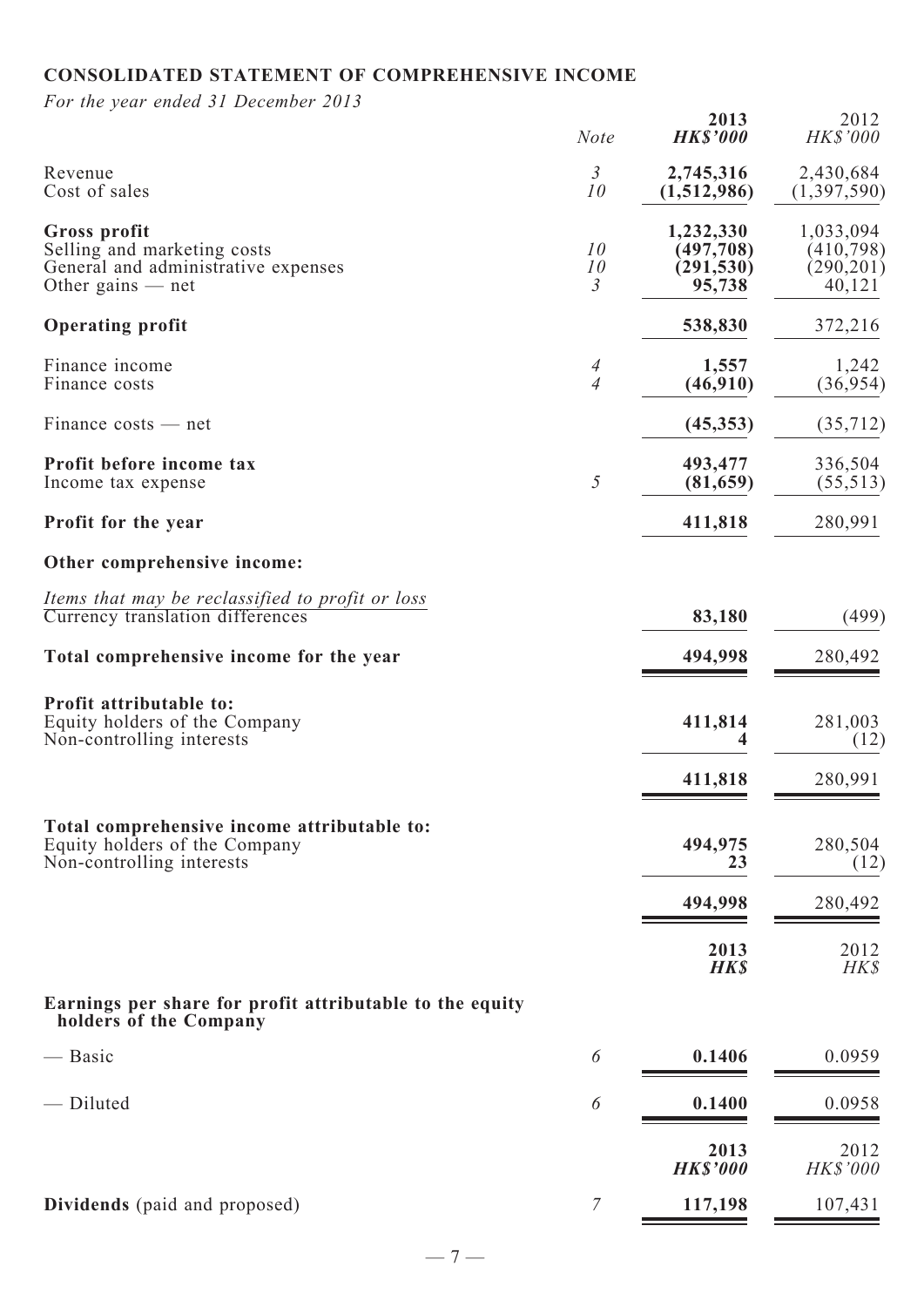**CONSOLIDATED STATEMENT OF COMPREHENSIVE INCOME**

*For the year ended 31 December 2013*

| | *Note* | **2013** *HK$'000* | 2012 *HK$'000* |
|---|---|---|---|
| Revenue | *3* | **2,745,316** | 2,430,684 |
| Cost of sales | *10* | **(1,512,986)** | (1,397,590) |
| **Gross profit** | | **1,232,330** | 1,033,094 |
| Selling and marketing costs | *10* | **(497,708)** | (410,798) |
| General and administrative expenses | *10* | **(291,530)** | (290,201) |
| Other gains — net | *3* | **95,738** | 40,121 |
| **Operating profit** | | **538,830** | 372,216 |
| Finance income | *4* | **1,557** | 1,242 |
| Finance costs | *4* | **(46,910)** | (36,954) |
| Finance costs — net | | **(45,353)** | (35,712) |
| **Profit before income tax** | | **493,477** | 336,504 |
| Income tax expense | *5* | **(81,659)** | (55,513) |
| **Profit for the year** | | **411,818** | 280,991 |
| **Other comprehensive income:** | | | |
| *Items that may be reclassified to profit or loss* | | | |
| Currency translation differences | | **83,180** | (499) |
| **Total comprehensive income for the year** | | **494,998** | 280,492 |
| **Profit attributable to:** | | | |
| Equity holders of the Company | | **411,814** | 281,003 |
| Non-controlling interests | | **4** | (12) |
| | | **411,818** | 280,991 |
| **Total comprehensive income attributable to:** | | | |
| Equity holders of the Company | | **494,975** | 280,504 |
| Non-controlling interests | | **23** | (12) |
| | | **494,998** | 280,492 |

| | | **2013** *HK$* | 2012 *HK$* |
|---|---|---|---|
| **Earnings per share for profit attributable to the equity holders of the Company** | | | |
| — Basic | *6* | **0.1406** | 0.0959 |
| — Diluted | *6* | **0.1400** | 0.0958 |

| | | **2013** *HK$'000* | 2012 *HK$'000* |
|---|---|---|---|
| **Dividends** (paid and proposed) | *7* | **117,198** | 107,431 |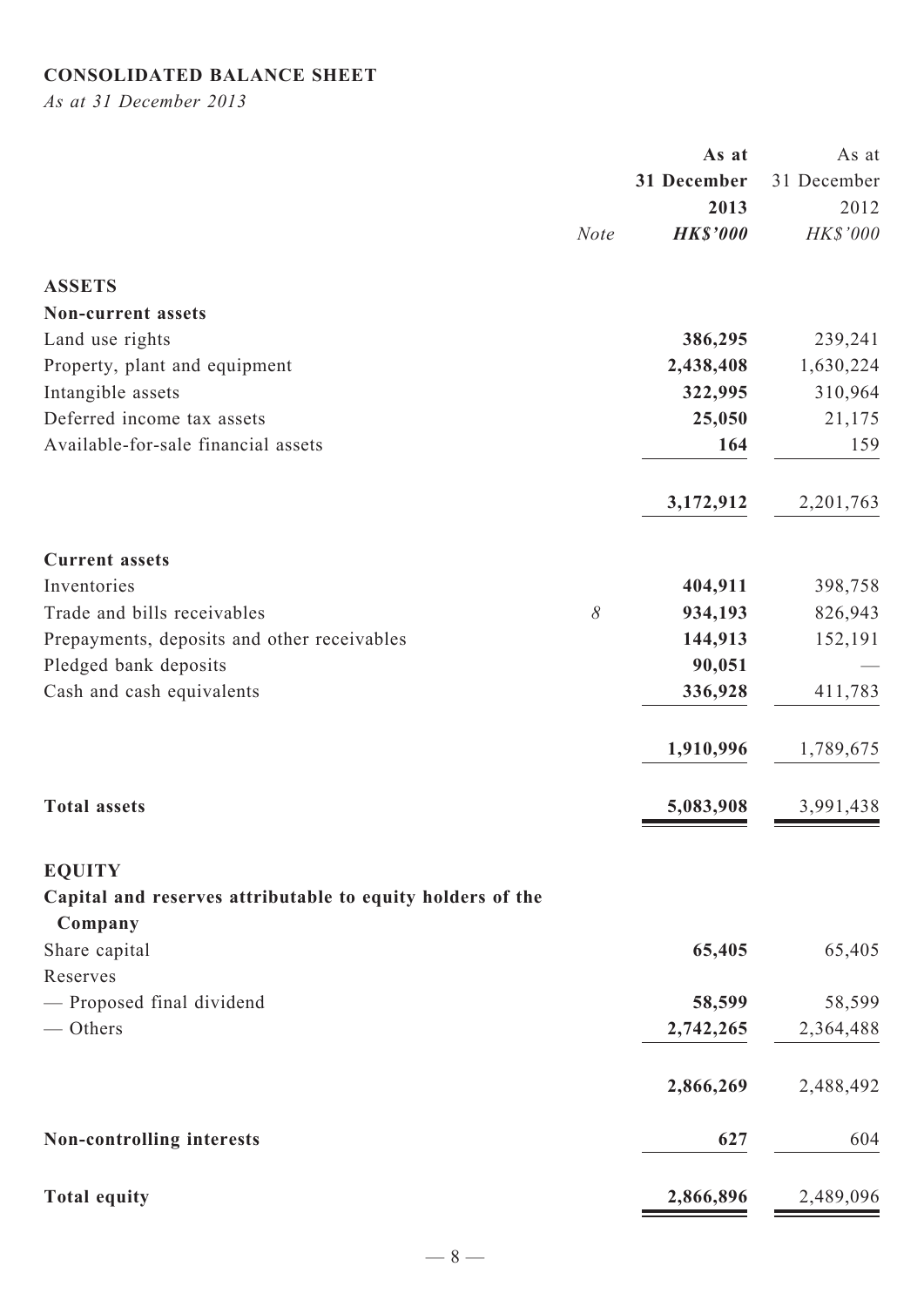## CONSOLIDATED BALANCE SHEET

*As at 31 December 2013*

| | Note | As at 31 December 2013 HK$'000 | As at 31 December 2012 HK$'000 |
|---|---|---|---|
| **ASSETS** | | | |
| **Non-current assets** | | | |
| Land use rights | | **386,295** | 239,241 |
| Property, plant and equipment | | **2,438,408** | 1,630,224 |
| Intangible assets | | **322,995** | 310,964 |
| Deferred income tax assets | | **25,050** | 21,175 |
| Available-for-sale financial assets | | **164** | 159 |
| | | **3,172,912** | 2,201,763 |
| **Current assets** | | | |
| Inventories | | **404,911** | 398,758 |
| Trade and bills receivables | 8 | **934,193** | 826,943 |
| Prepayments, deposits and other receivables | | **144,913** | 152,191 |
| Pledged bank deposits | | **90,051** | — |
| Cash and cash equivalents | | **336,928** | 411,783 |
| | | **1,910,996** | 1,789,675 |
| **Total assets** | | **5,083,908** | 3,991,438 |
| **EQUITY** | | | |
| **Capital and reserves attributable to equity holders of the Company** | | | |
| Share capital | | **65,405** | 65,405 |
| Reserves | | | |
| — Proposed final dividend | | **58,599** | 58,599 |
| — Others | | **2,742,265** | 2,364,488 |
| | | **2,866,269** | 2,488,492 |
| **Non-controlling interests** | | **627** | 604 |
| **Total equity** | | **2,866,896** | 2,489,096 |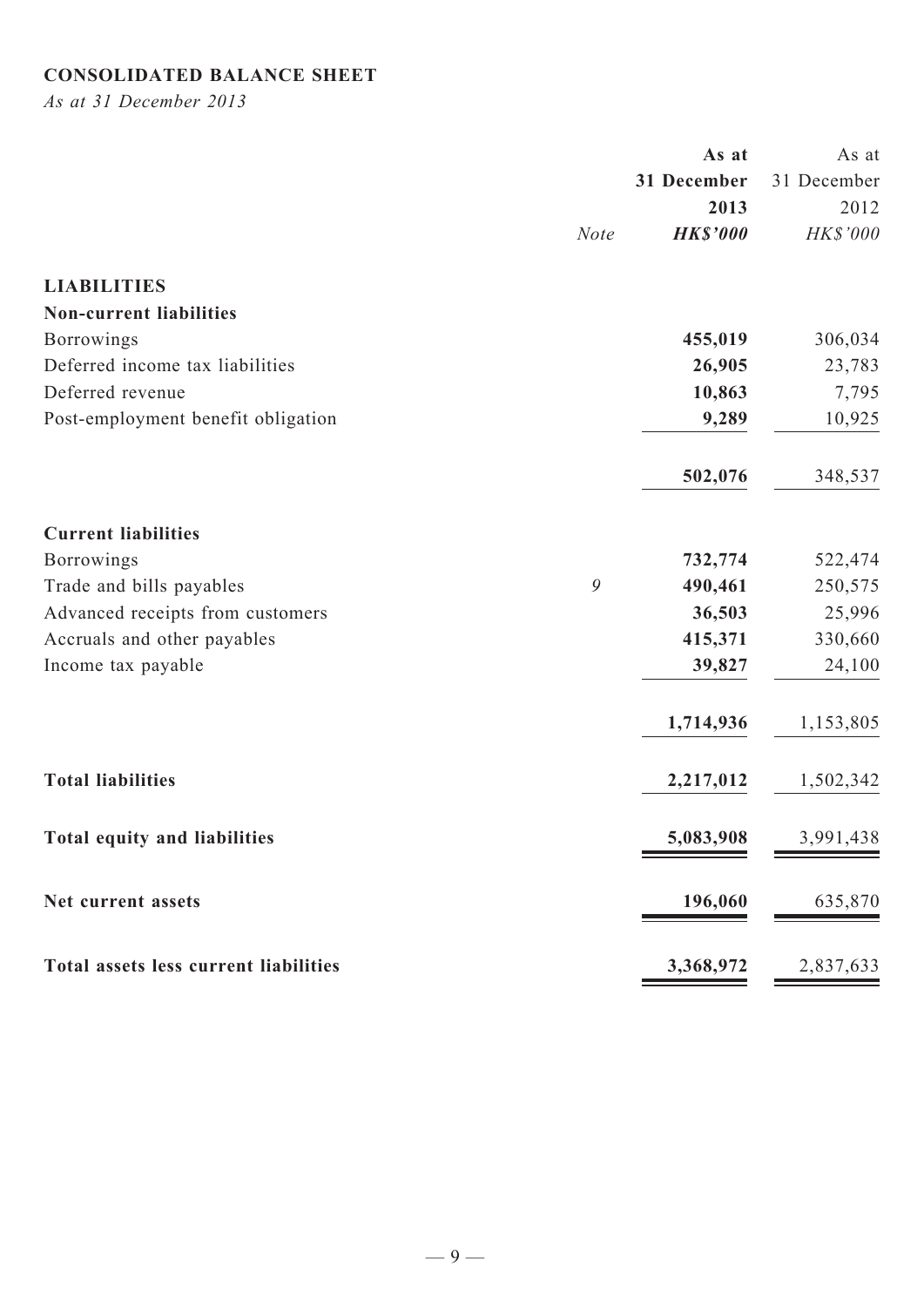## CONSOLIDATED BALANCE SHEET

*As at 31 December 2013*

| | Note | As at 31 December 2013 HK$'000 | As at 31 December 2012 HK$'000 |
|---|---|---|---|
| **LIABILITIES** | | | |
| **Non-current liabilities** | | | |
| Borrowings | | **455,019** | 306,034 |
| Deferred income tax liabilities | | **26,905** | 23,783 |
| Deferred revenue | | **10,863** | 7,795 |
| Post-employment benefit obligation | | **9,289** | 10,925 |
| | | **502,076** | 348,537 |
| **Current liabilities** | | | |
| Borrowings | | **732,774** | 522,474 |
| Trade and bills payables | 9 | **490,461** | 250,575 |
| Advanced receipts from customers | | **36,503** | 25,996 |
| Accruals and other payables | | **415,371** | 330,660 |
| Income tax payable | | **39,827** | 24,100 |
| | | **1,714,936** | 1,153,805 |
| **Total liabilities** | | **2,217,012** | 1,502,342 |
| **Total equity and liabilities** | | **5,083,908** | 3,991,438 |
| **Net current assets** | | **196,060** | 635,870 |
| **Total assets less current liabilities** | | **3,368,972** | 2,837,633 |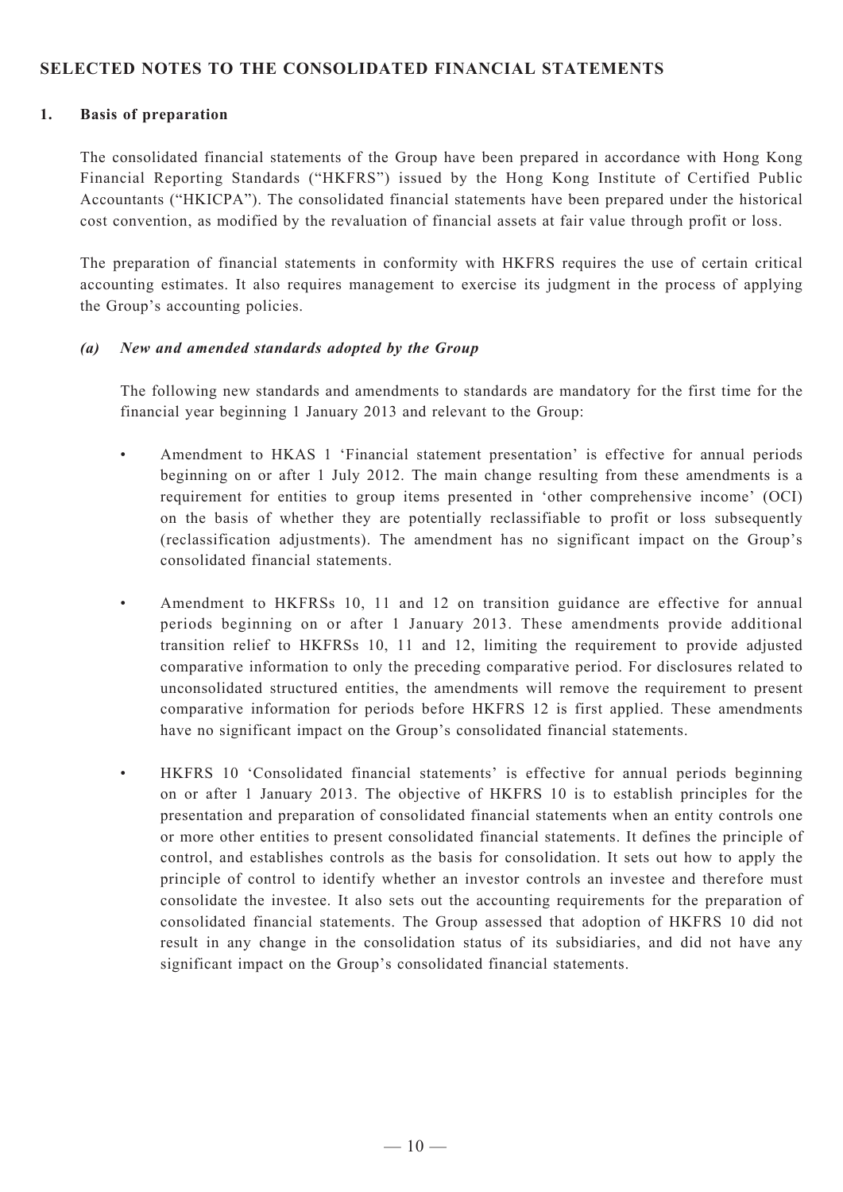## SELECTED NOTES TO THE CONSOLIDATED FINANCIAL STATEMENTS

### 1. Basis of preparation

The consolidated financial statements of the Group have been prepared in accordance with Hong Kong Financial Reporting Standards ("HKFRS") issued by the Hong Kong Institute of Certified Public Accountants ("HKICPA"). The consolidated financial statements have been prepared under the historical cost convention, as modified by the revaluation of financial assets at fair value through profit or loss.

The preparation of financial statements in conformity with HKFRS requires the use of certain critical accounting estimates. It also requires management to exercise its judgment in the process of applying the Group's accounting policies.

#### *(a) New and amended standards adopted by the Group*

The following new standards and amendments to standards are mandatory for the first time for the financial year beginning 1 January 2013 and relevant to the Group:

- Amendment to HKAS 1 'Financial statement presentation' is effective for annual periods beginning on or after 1 July 2012. The main change resulting from these amendments is a requirement for entities to group items presented in 'other comprehensive income' (OCI) on the basis of whether they are potentially reclassifiable to profit or loss subsequently (reclassification adjustments). The amendment has no significant impact on the Group's consolidated financial statements.

- Amendment to HKFRSs 10, 11 and 12 on transition guidance are effective for annual periods beginning on or after 1 January 2013. These amendments provide additional transition relief to HKFRSs 10, 11 and 12, limiting the requirement to provide adjusted comparative information to only the preceding comparative period. For disclosures related to unconsolidated structured entities, the amendments will remove the requirement to present comparative information for periods before HKFRS 12 is first applied. These amendments have no significant impact on the Group's consolidated financial statements.

- HKFRS 10 'Consolidated financial statements' is effective for annual periods beginning on or after 1 January 2013. The objective of HKFRS 10 is to establish principles for the presentation and preparation of consolidated financial statements when an entity controls one or more other entities to present consolidated financial statements. It defines the principle of control, and establishes controls as the basis for consolidation. It sets out how to apply the principle of control to identify whether an investor controls an investee and therefore must consolidate the investee. It also sets out the accounting requirements for the preparation of consolidated financial statements. The Group assessed that adoption of HKFRS 10 did not result in any change in the consolidation status of its subsidiaries, and did not have any significant impact on the Group's consolidated financial statements.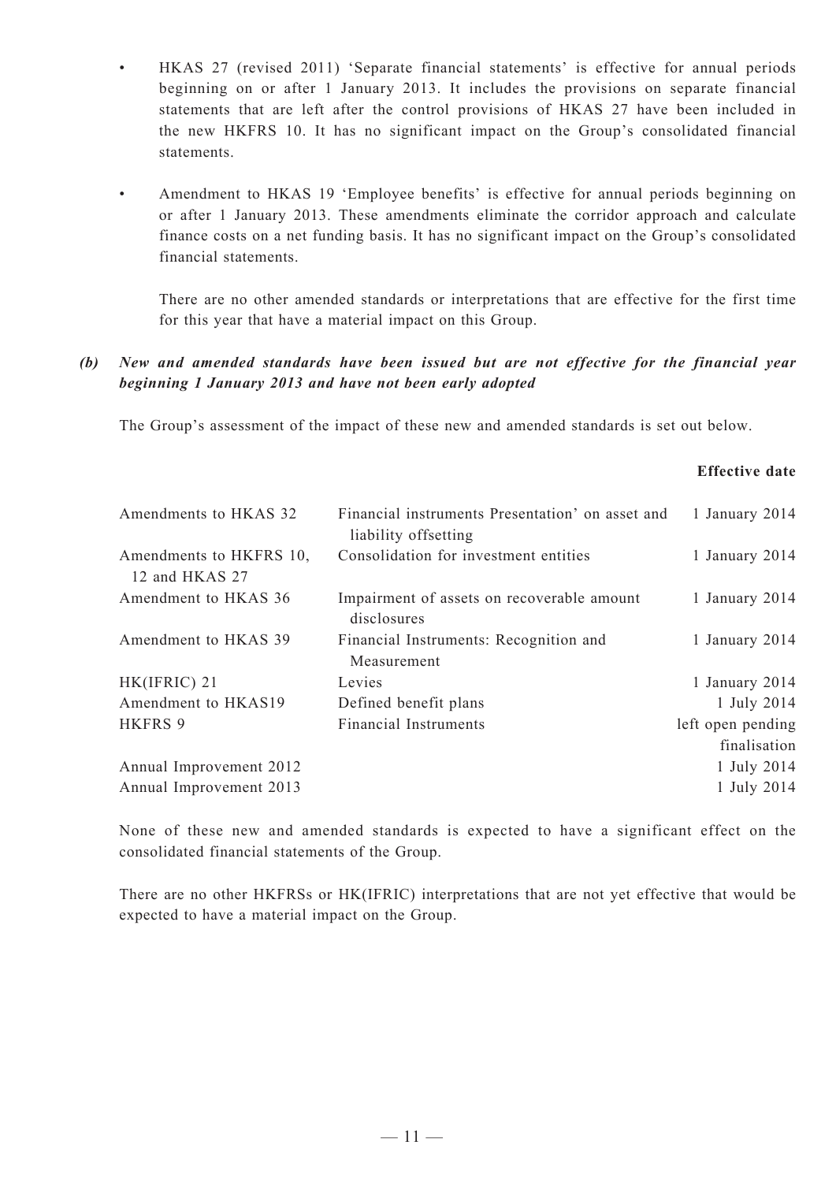- HKAS 27 (revised 2011) 'Separate financial statements' is effective for annual periods beginning on or after 1 January 2013. It includes the provisions on separate financial statements that are left after the control provisions of HKAS 27 have been included in the new HKFRS 10. It has no significant impact on the Group's consolidated financial statements.

- Amendment to HKAS 19 'Employee benefits' is effective for annual periods beginning on or after 1 January 2013. These amendments eliminate the corridor approach and calculate finance costs on a net funding basis. It has no significant impact on the Group's consolidated financial statements.

  There are no other amended standards or interpretations that are effective for the first time for this year that have a material impact on this Group.

***(b) New and amended standards have been issued but are not effective for the financial year beginning 1 January 2013 and have not been early adopted***

The Group's assessment of the impact of these new and amended standards is set out below.

| | | **Effective date** |
|---|---|---|
| Amendments to HKAS 32 | Financial instruments Presentation' on asset and liability offsetting | 1 January 2014 |
| Amendments to HKFRS 10, 12 and HKAS 27 | Consolidation for investment entities | 1 January 2014 |
| Amendment to HKAS 36 | Impairment of assets on recoverable amount disclosures | 1 January 2014 |
| Amendment to HKAS 39 | Financial Instruments: Recognition and Measurement | 1 January 2014 |
| HK(IFRIC) 21 | Levies | 1 January 2014 |
| Amendment to HKAS19 | Defined benefit plans | 1 July 2014 |
| HKFRS 9 | Financial Instruments | left open pending finalisation |
| Annual Improvement 2012 | | 1 July 2014 |
| Annual Improvement 2013 | | 1 July 2014 |

None of these new and amended standards is expected to have a significant effect on the consolidated financial statements of the Group.

There are no other HKFRSs or HK(IFRIC) interpretations that are not yet effective that would be expected to have a material impact on the Group.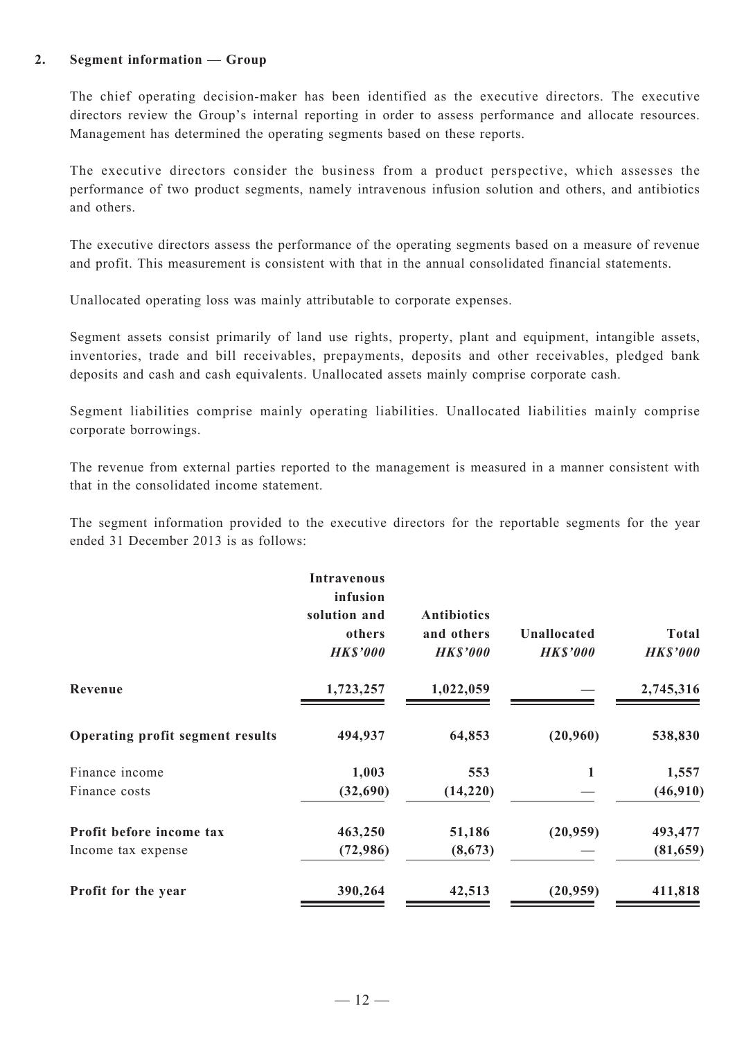## 2. Segment information — Group

The chief operating decision-maker has been identified as the executive directors. The executive directors review the Group's internal reporting in order to assess performance and allocate resources. Management has determined the operating segments based on these reports.

The executive directors consider the business from a product perspective, which assesses the performance of two product segments, namely intravenous infusion solution and others, and antibiotics and others.

The executive directors assess the performance of the operating segments based on a measure of revenue and profit. This measurement is consistent with that in the annual consolidated financial statements.

Unallocated operating loss was mainly attributable to corporate expenses.

Segment assets consist primarily of land use rights, property, plant and equipment, intangible assets, inventories, trade and bill receivables, prepayments, deposits and other receivables, pledged bank deposits and cash and cash equivalents. Unallocated assets mainly comprise corporate cash.

Segment liabilities comprise mainly operating liabilities. Unallocated liabilities mainly comprise corporate borrowings.

The revenue from external parties reported to the management is measured in a manner consistent with that in the consolidated income statement.

The segment information provided to the executive directors for the reportable segments for the year ended 31 December 2013 is as follows:

| | Intravenous infusion solution and others *HK$'000* | Antibiotics and others *HK$'000* | Unallocated *HK$'000* | Total *HK$'000* |
|---|---|---|---|---|
| **Revenue** | **1,723,257** | **1,022,059** | **—** | **2,745,316** |
| **Operating profit segment results** | **494,937** | **64,853** | **(20,960)** | **538,830** |
| Finance income | 1,003 | 553 | 1 | 1,557 |
| Finance costs | (32,690) | (14,220) | — | (46,910) |
| **Profit before income tax** | **463,250** | **51,186** | **(20,959)** | **493,477** |
| Income tax expense | (72,986) | (8,673) | — | (81,659) |
| **Profit for the year** | **390,264** | **42,513** | **(20,959)** | **411,818** |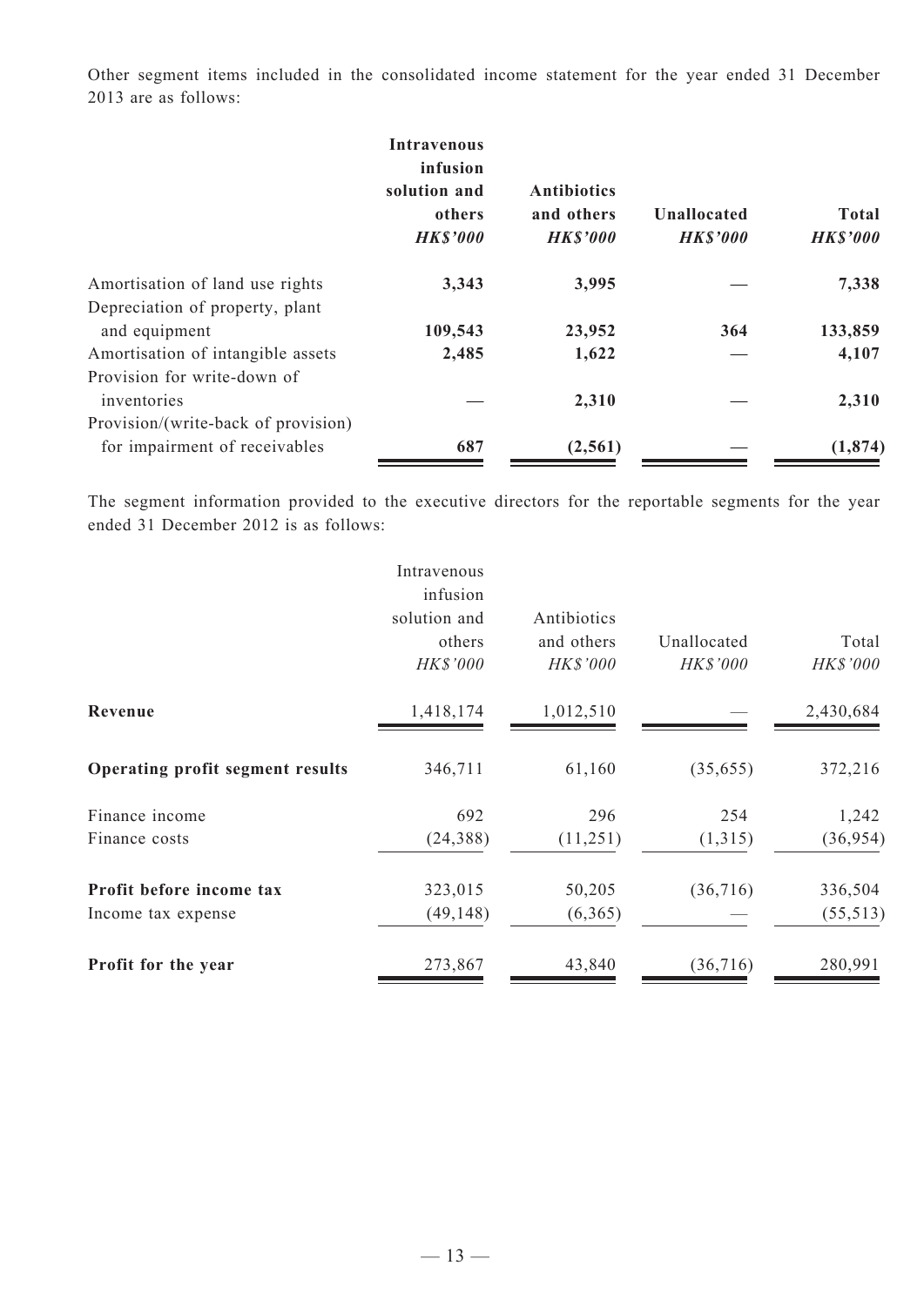Other segment items included in the consolidated income statement for the year ended 31 December 2013 are as follows:

| | Intravenous infusion solution and others *HK$'000* | Antibiotics and others *HK$'000* | Unallocated *HK$'000* | Total *HK$'000* |
|---|---|---|---|---|
| Amortisation of land use rights | 3,343 | 3,995 | — | 7,338 |
| Depreciation of property, plant and equipment | 109,543 | 23,952 | 364 | 133,859 |
| Amortisation of intangible assets | 2,485 | 1,622 | — | 4,107 |
| Provision for write-down of inventories | — | 2,310 | — | 2,310 |
| Provision/(write-back of provision) for impairment of receivables | 687 | (2,561) | — | (1,874) |

The segment information provided to the executive directors for the reportable segments for the year ended 31 December 2012 is as follows:

| | Intravenous infusion solution and others *HK$'000* | Antibiotics and others *HK$'000* | Unallocated *HK$'000* | Total *HK$'000* |
|---|---|---|---|---|
| **Revenue** | 1,418,174 | 1,012,510 | — | 2,430,684 |
| **Operating profit segment results** | 346,711 | 61,160 | (35,655) | 372,216 |
| Finance income | 692 | 296 | 254 | 1,242 |
| Finance costs | (24,388) | (11,251) | (1,315) | (36,954) |
| **Profit before income tax** | 323,015 | 50,205 | (36,716) | 336,504 |
| Income tax expense | (49,148) | (6,365) | — | (55,513) |
| **Profit for the year** | 273,867 | 43,840 | (36,716) | 280,991 |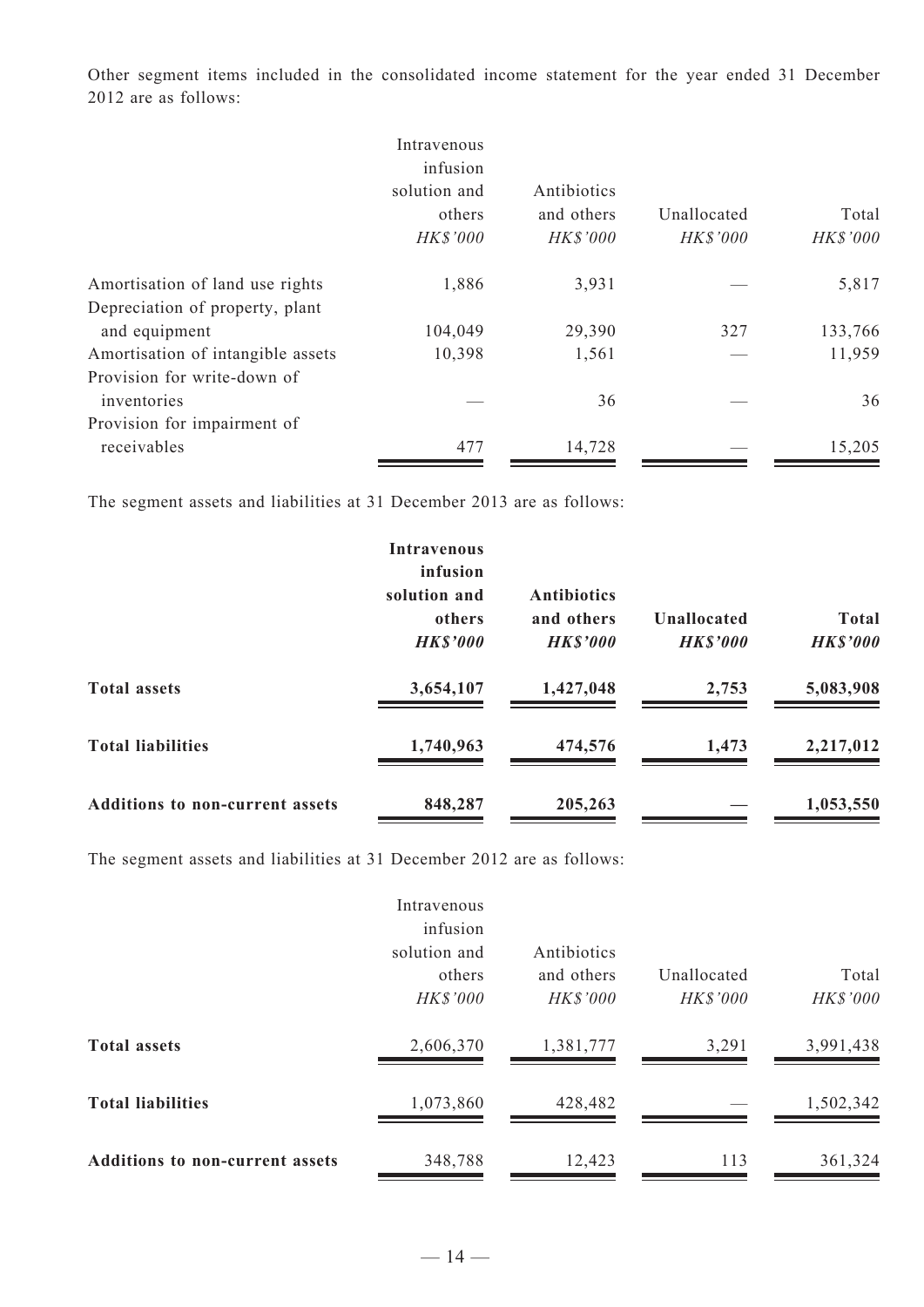Other segment items included in the consolidated income statement for the year ended 31 December 2012 are as follows:

| | Intravenous infusion solution and others *HK$'000* | Antibiotics and others *HK$'000* | Unallocated *HK$'000* | Total *HK$'000* |
|---|---|---|---|---|
| Amortisation of land use rights | 1,886 | 3,931 | — | 5,817 |
| Depreciation of property, plant and equipment | 104,049 | 29,390 | 327 | 133,766 |
| Amortisation of intangible assets | 10,398 | 1,561 | — | 11,959 |
| Provision for write-down of inventories | — | 36 | — | 36 |
| Provision for impairment of receivables | 477 | 14,728 | — | 15,205 |

The segment assets and liabilities at 31 December 2013 are as follows:

| | **Intravenous infusion solution and others** ***HK$'000*** | **Antibiotics and others** ***HK$'000*** | **Unallocated** ***HK$'000*** | **Total** ***HK$'000*** |
|---|---|---|---|---|
| **Total assets** | **3,654,107** | **1,427,048** | **2,753** | **5,083,908** |
| **Total liabilities** | **1,740,963** | **474,576** | **1,473** | **2,217,012** |
| **Additions to non-current assets** | **848,287** | **205,263** | **—** | **1,053,550** |

The segment assets and liabilities at 31 December 2012 are as follows:

| | Intravenous infusion solution and others *HK$'000* | Antibiotics and others *HK$'000* | Unallocated *HK$'000* | Total *HK$'000* |
|---|---|---|---|---|
| **Total assets** | 2,606,370 | 1,381,777 | 3,291 | 3,991,438 |
| **Total liabilities** | 1,073,860 | 428,482 | — | 1,502,342 |
| **Additions to non-current assets** | 348,788 | 12,423 | 113 | 361,324 |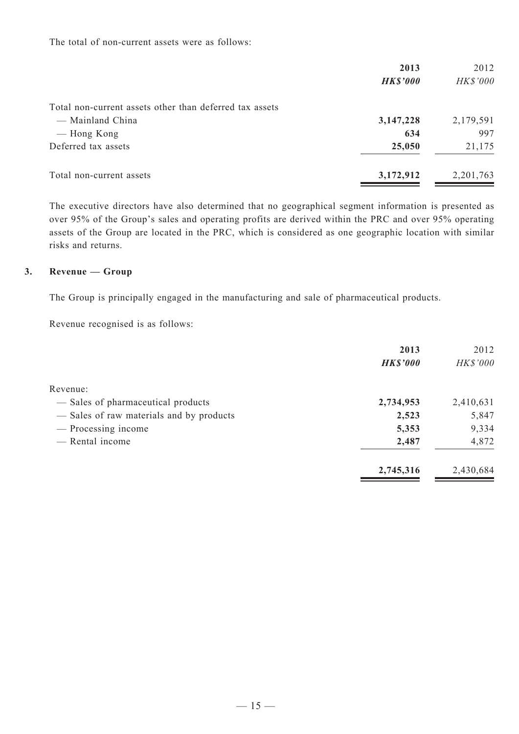The total of non-current assets were as follows:

| | **2013** | 2012 |
|---|---|---|
| | ***HK$'000*** | *HK$'000* |
| Total non-current assets other than deferred tax assets | | |
| — Mainland China | **3,147,228** | 2,179,591 |
| — Hong Kong | **634** | 997 |
| Deferred tax assets | **25,050** | 21,175 |
| Total non-current assets | **3,172,912** | 2,201,763 |

The executive directors have also determined that no geographical segment information is presented as over 95% of the Group's sales and operating profits are derived within the PRC and over 95% operating assets of the Group are located in the PRC, which is considered as one geographic location with similar risks and returns.

## 3. Revenue — Group

The Group is principally engaged in the manufacturing and sale of pharmaceutical products.

Revenue recognised is as follows:

| | **2013** | 2012 |
|---|---|---|
| | ***HK$'000*** | *HK$'000* |
| Revenue: | | |
| — Sales of pharmaceutical products | **2,734,953** | 2,410,631 |
| — Sales of raw materials and by products | **2,523** | 5,847 |
| — Processing income | **5,353** | 9,334 |
| — Rental income | **2,487** | 4,872 |
| | **2,745,316** | 2,430,684 |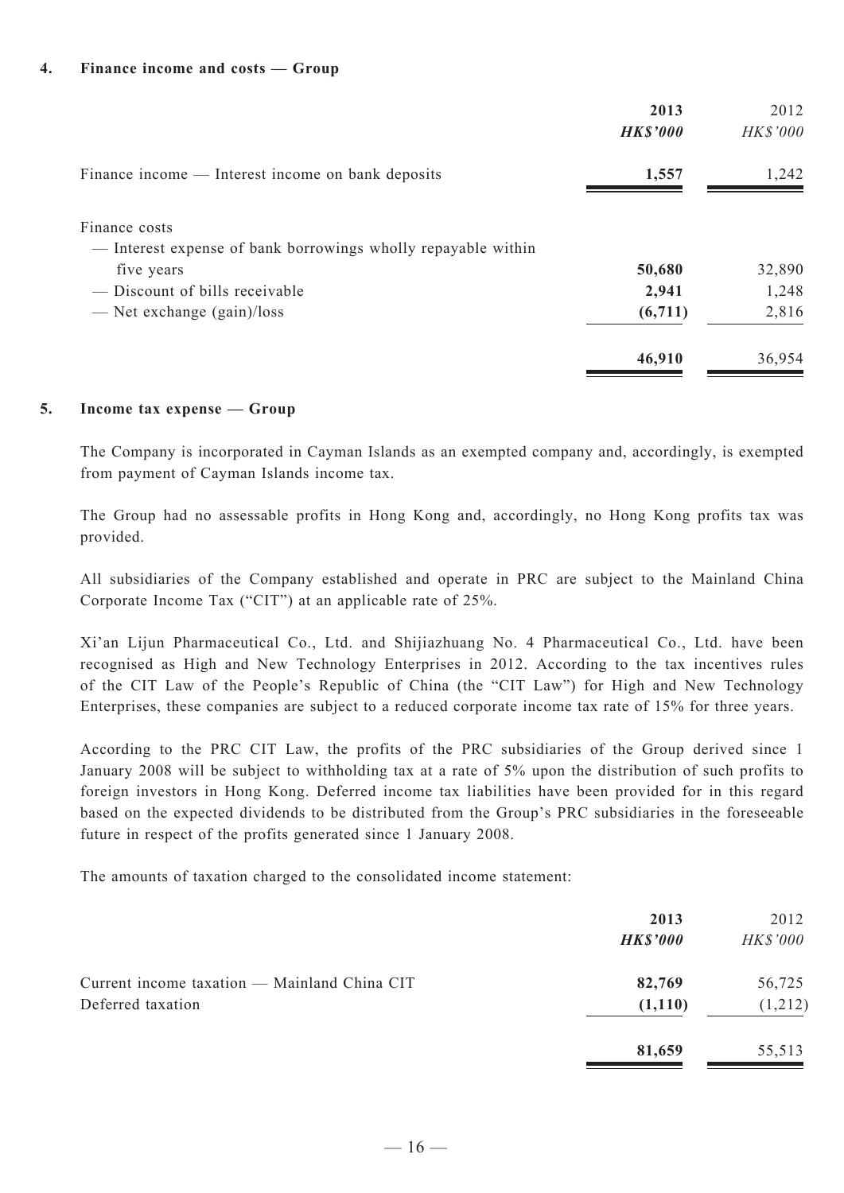## 4. Finance income and costs — Group

| | **2013** | 2012 |
|---|---|---|
| | ***HK$'000*** | *HK$'000* |
| Finance income — Interest income on bank deposits | **1,557** | 1,242 |
| Finance costs | | |
| — Interest expense of bank borrowings wholly repayable within five years | **50,680** | 32,890 |
| — Discount of bills receivable | **2,941** | 1,248 |
| — Net exchange (gain)/loss | **(6,711)** | 2,816 |
| | **46,910** | 36,954 |

## 5. Income tax expense — Group

The Company is incorporated in Cayman Islands as an exempted company and, accordingly, is exempted from payment of Cayman Islands income tax.

The Group had no assessable profits in Hong Kong and, accordingly, no Hong Kong profits tax was provided.

All subsidiaries of the Company established and operate in PRC are subject to the Mainland China Corporate Income Tax ("CIT") at an applicable rate of 25%.

Xi'an Lijun Pharmaceutical Co., Ltd. and Shijiazhuang No. 4 Pharmaceutical Co., Ltd. have been recognised as High and New Technology Enterprises in 2012. According to the tax incentives rules of the CIT Law of the People's Republic of China (the "CIT Law") for High and New Technology Enterprises, these companies are subject to a reduced corporate income tax rate of 15% for three years.

According to the PRC CIT Law, the profits of the PRC subsidiaries of the Group derived since 1 January 2008 will be subject to withholding tax at a rate of 5% upon the distribution of such profits to foreign investors in Hong Kong. Deferred income tax liabilities have been provided for in this regard based on the expected dividends to be distributed from the Group's PRC subsidiaries in the foreseeable future in respect of the profits generated since 1 January 2008.

The amounts of taxation charged to the consolidated income statement:

| | **2013** | 2012 |
|---|---|---|
| | ***HK$'000*** | *HK$'000* |
| Current income taxation — Mainland China CIT | **82,769** | 56,725 |
| Deferred taxation | **(1,110)** | (1,212) |
| | **81,659** | 55,513 |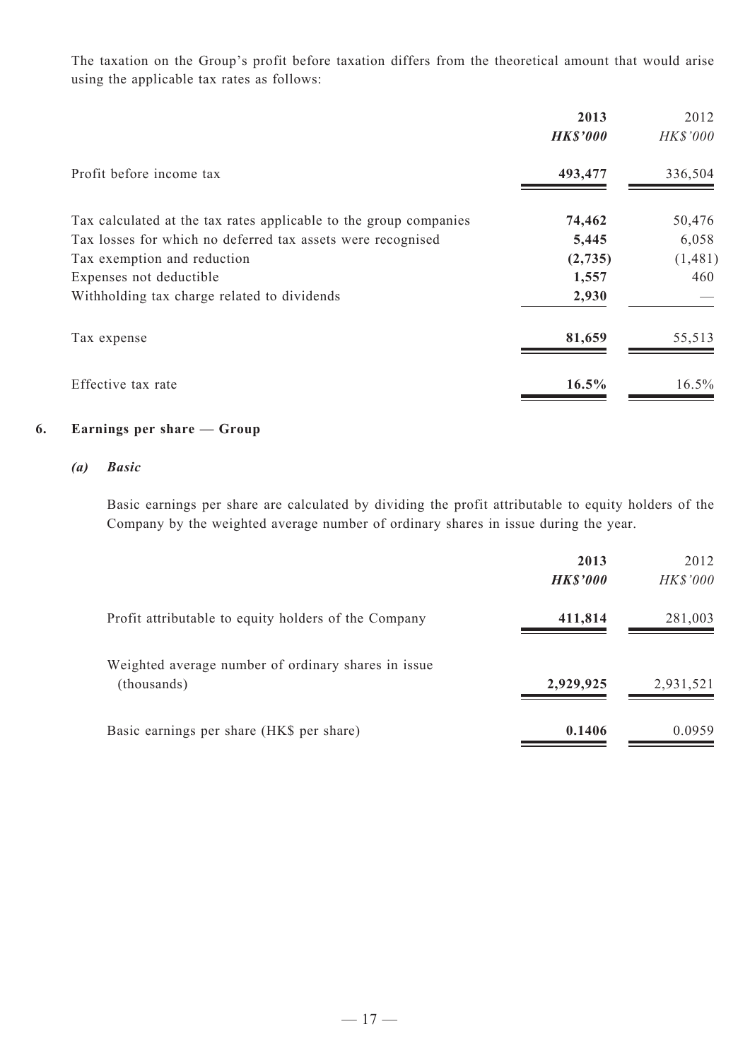The taxation on the Group's profit before taxation differs from the theoretical amount that would arise using the applicable tax rates as follows:

| | **2013** | 2012 |
|---|---|---|
| | ***HK$'000*** | *HK$'000* |
| Profit before income tax | **493,477** | 336,504 |
| Tax calculated at the tax rates applicable to the group companies | **74,462** | 50,476 |
| Tax losses for which no deferred tax assets were recognised | **5,445** | 6,058 |
| Tax exemption and reduction | **(2,735)** | (1,481) |
| Expenses not deductible | **1,557** | 460 |
| Withholding tax charge related to dividends | **2,930** | — |
| Tax expense | **81,659** | 55,513 |
| Effective tax rate | **16.5%** | 16.5% |

## 6. Earnings per share — Group

### *(a) Basic*

Basic earnings per share are calculated by dividing the profit attributable to equity holders of the Company by the weighted average number of ordinary shares in issue during the year.

| | **2013** | 2012 |
|---|---|---|
| | ***HK$'000*** | *HK$'000* |
| Profit attributable to equity holders of the Company | **411,814** | 281,003 |
| Weighted average number of ordinary shares in issue (thousands) | **2,929,925** | 2,931,521 |
| Basic earnings per share (HK$ per share) | **0.1406** | 0.0959 |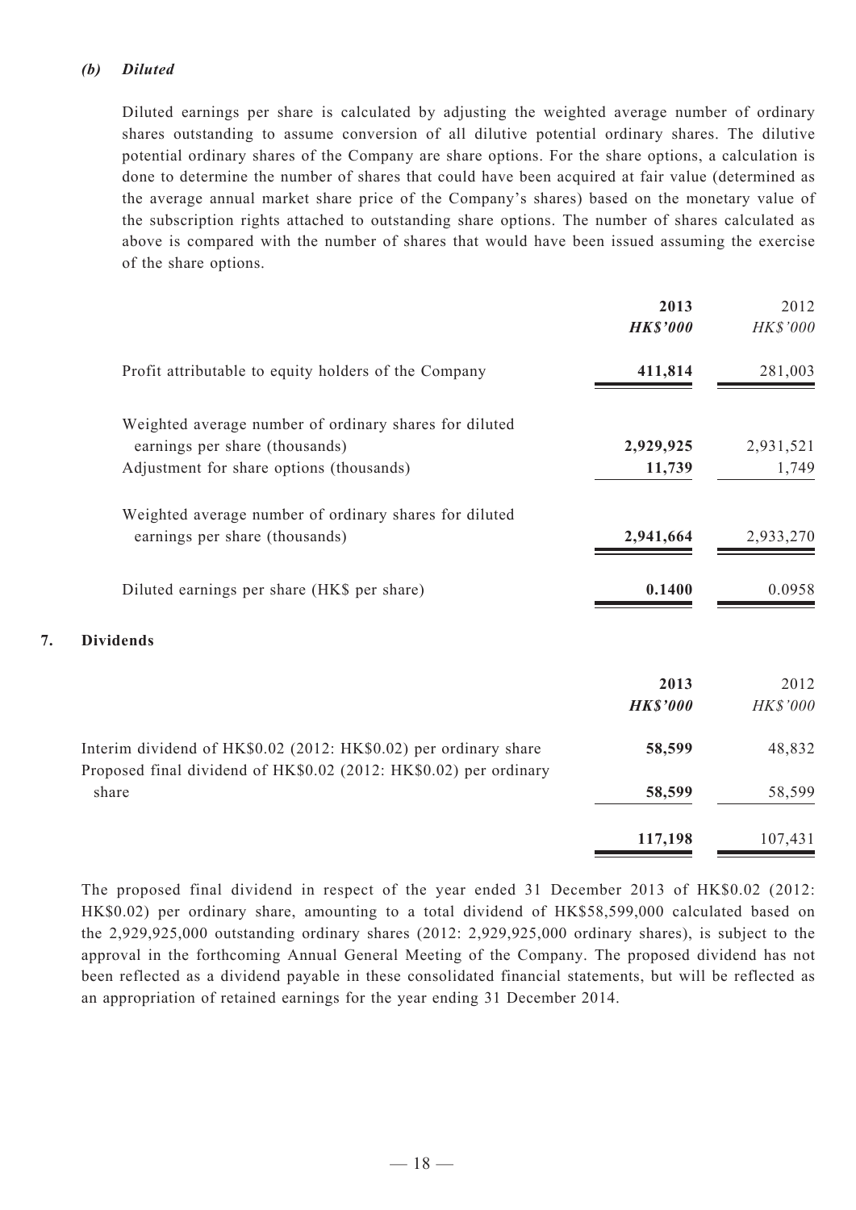#### *(b) Diluted*

Diluted earnings per share is calculated by adjusting the weighted average number of ordinary shares outstanding to assume conversion of all dilutive potential ordinary shares. The dilutive potential ordinary shares of the Company are share options. For the share options, a calculation is done to determine the number of shares that could have been acquired at fair value (determined as the average annual market share price of the Company's shares) based on the monetary value of the subscription rights attached to outstanding share options. The number of shares calculated as above is compared with the number of shares that would have been issued assuming the exercise of the share options.

| | 2013 | 2012 |
|---|---|---|
| | ***HK$'000*** | *HK$'000* |
| Profit attributable to equity holders of the Company | **411,814** | 281,003 |
| Weighted average number of ordinary shares for diluted earnings per share (thousands) | **2,929,925** | 2,931,521 |
| Adjustment for share options (thousands) | **11,739** | 1,749 |
| Weighted average number of ordinary shares for diluted earnings per share (thousands) | **2,941,664** | 2,933,270 |
| Diluted earnings per share (HK$ per share) | **0.1400** | 0.0958 |

## 7. Dividends

| | 2013 | 2012 |
|---|---|---|
| | ***HK$'000*** | *HK$'000* |
| Interim dividend of HK$0.02 (2012: HK$0.02) per ordinary share | **58,599** | 48,832 |
| Proposed final dividend of HK$0.02 (2012: HK$0.02) per ordinary share | **58,599** | 58,599 |
| | **117,198** | 107,431 |

The proposed final dividend in respect of the year ended 31 December 2013 of HK$0.02 (2012: HK$0.02) per ordinary share, amounting to a total dividend of HK$58,599,000 calculated based on the 2,929,925,000 outstanding ordinary shares (2012: 2,929,925,000 ordinary shares), is subject to the approval in the forthcoming Annual General Meeting of the Company. The proposed dividend has not been reflected as a dividend payable in these consolidated financial statements, but will be reflected as an appropriation of retained earnings for the year ending 31 December 2014.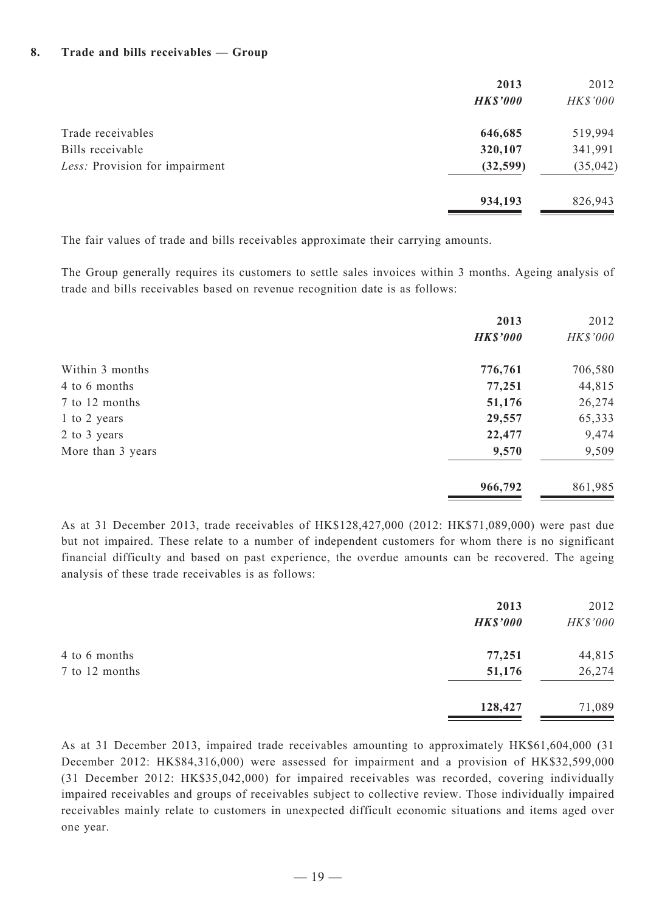**8. Trade and bills receivables — Group**

| | **2013** | 2012 |
|---|---|---|
| | ***HK$'000*** | *HK$'000* |
| Trade receivables | **646,685** | 519,994 |
| Bills receivable | **320,107** | 341,991 |
| *Less:* Provision for impairment | **(32,599)** | (35,042) |
| | **934,193** | 826,943 |

The fair values of trade and bills receivables approximate their carrying amounts.

The Group generally requires its customers to settle sales invoices within 3 months. Ageing analysis of trade and bills receivables based on revenue recognition date is as follows:

| | **2013** | 2012 |
|---|---|---|
| | ***HK$'000*** | *HK$'000* |
| Within 3 months | **776,761** | 706,580 |
| 4 to 6 months | **77,251** | 44,815 |
| 7 to 12 months | **51,176** | 26,274 |
| 1 to 2 years | **29,557** | 65,333 |
| 2 to 3 years | **22,477** | 9,474 |
| More than 3 years | **9,570** | 9,509 |
| | **966,792** | 861,985 |

As at 31 December 2013, trade receivables of HK$128,427,000 (2012: HK$71,089,000) were past due but not impaired. These relate to a number of independent customers for whom there is no significant financial difficulty and based on past experience, the overdue amounts can be recovered. The ageing analysis of these trade receivables is as follows:

| | **2013** | 2012 |
|---|---|---|
| | ***HK$'000*** | *HK$'000* |
| 4 to 6 months | **77,251** | 44,815 |
| 7 to 12 months | **51,176** | 26,274 |
| | **128,427** | 71,089 |

As at 31 December 2013, impaired trade receivables amounting to approximately HK$61,604,000 (31 December 2012: HK$84,316,000) were assessed for impairment and a provision of HK$32,599,000 (31 December 2012: HK$35,042,000) for impaired receivables was recorded, covering individually impaired receivables and groups of receivables subject to collective review. Those individually impaired receivables mainly relate to customers in unexpected difficult economic situations and items aged over one year.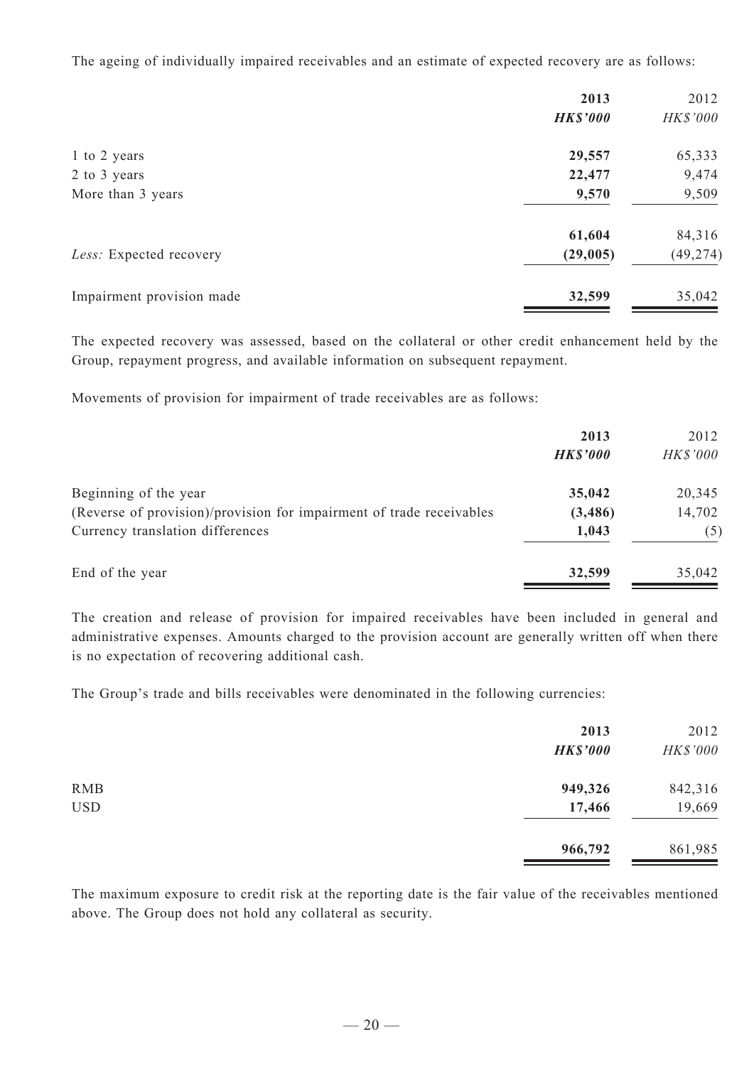The ageing of individually impaired receivables and an estimate of expected recovery are as follows:

| | 2013 | 2012 |
|---|---|---|
| | ***HK$'000*** | *HK$'000* |
| 1 to 2 years | **29,557** | 65,333 |
| 2 to 3 years | **22,477** | 9,474 |
| More than 3 years | **9,570** | 9,509 |
| | **61,604** | 84,316 |
| *Less:* Expected recovery | **(29,005)** | (49,274) |
| Impairment provision made | **32,599** | 35,042 |

The expected recovery was assessed, based on the collateral or other credit enhancement held by the Group, repayment progress, and available information on subsequent repayment.

Movements of provision for impairment of trade receivables are as follows:

| | 2013 | 2012 |
|---|---|---|
| | ***HK$'000*** | *HK$'000* |
| Beginning of the year | **35,042** | 20,345 |
| (Reverse of provision)/provision for impairment of trade receivables | **(3,486)** | 14,702 |
| Currency translation differences | **1,043** | (5) |
| End of the year | **32,599** | 35,042 |

The creation and release of provision for impaired receivables have been included in general and administrative expenses. Amounts charged to the provision account are generally written off when there is no expectation of recovering additional cash.

The Group's trade and bills receivables were denominated in the following currencies:

| | 2013 | 2012 |
|---|---|---|
| | ***HK$'000*** | *HK$'000* |
| RMB | **949,326** | 842,316 |
| USD | **17,466** | 19,669 |
| | **966,792** | 861,985 |

The maximum exposure to credit risk at the reporting date is the fair value of the receivables mentioned above. The Group does not hold any collateral as security.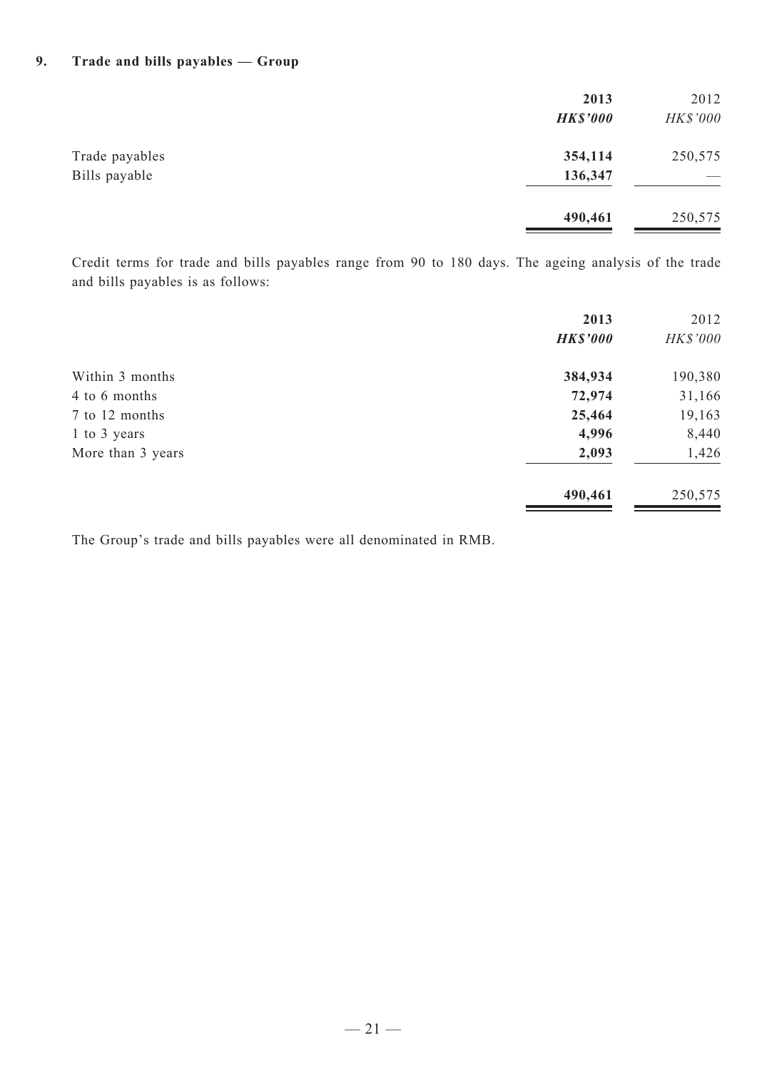## 9. Trade and bills payables — Group

| | **2013** | 2012 |
|---|---|---|
| | ***HK$'000*** | *HK$'000* |
| Trade payables | **354,114** | 250,575 |
| Bills payable | **136,347** | — |
| | **490,461** | 250,575 |

Credit terms for trade and bills payables range from 90 to 180 days. The ageing analysis of the trade and bills payables is as follows:

| | **2013** | 2012 |
|---|---|---|
| | ***HK$'000*** | *HK$'000* |
| Within 3 months | **384,934** | 190,380 |
| 4 to 6 months | **72,974** | 31,166 |
| 7 to 12 months | **25,464** | 19,163 |
| 1 to 3 years | **4,996** | 8,440 |
| More than 3 years | **2,093** | 1,426 |
| | **490,461** | 250,575 |

The Group's trade and bills payables were all denominated in RMB.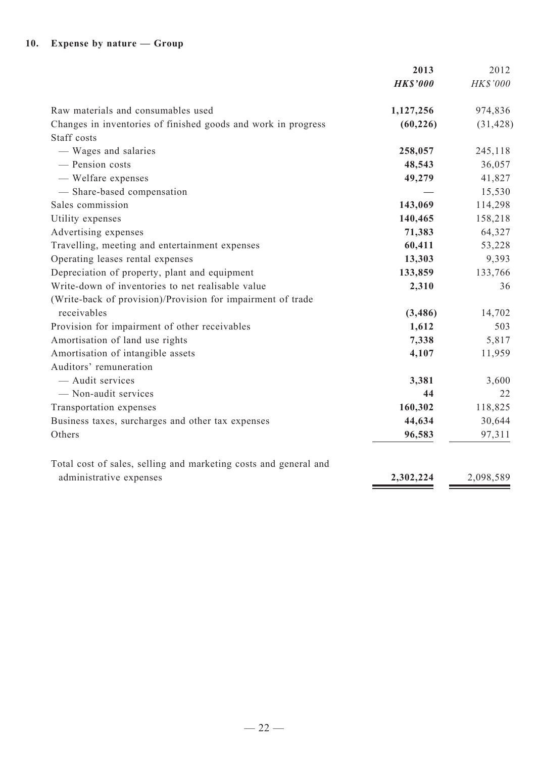## 10. Expense by nature — Group

| | 2013 | 2012 |
|---|---|---|
| | ***HK$'000*** | *HK$'000* |
| Raw materials and consumables used | **1,127,256** | 974,836 |
| Changes in inventories of finished goods and work in progress | **(60,226)** | (31,428) |
| Staff costs | | |
| — Wages and salaries | **258,057** | 245,118 |
| — Pension costs | **48,543** | 36,057 |
| — Welfare expenses | **49,279** | 41,827 |
| — Share-based compensation | **—** | 15,530 |
| Sales commission | **143,069** | 114,298 |
| Utility expenses | **140,465** | 158,218 |
| Advertising expenses | **71,383** | 64,327 |
| Travelling, meeting and entertainment expenses | **60,411** | 53,228 |
| Operating leases rental expenses | **13,303** | 9,393 |
| Depreciation of property, plant and equipment | **133,859** | 133,766 |
| Write-down of inventories to net realisable value | **2,310** | 36 |
| (Write-back of provision)/Provision for impairment of trade receivables | **(3,486)** | 14,702 |
| Provision for impairment of other receivables | **1,612** | 503 |
| Amortisation of land use rights | **7,338** | 5,817 |
| Amortisation of intangible assets | **4,107** | 11,959 |
| Auditors' remuneration | | |
| — Audit services | **3,381** | 3,600 |
| — Non-audit services | **44** | 22 |
| Transportation expenses | **160,302** | 118,825 |
| Business taxes, surcharges and other tax expenses | **44,634** | 30,644 |
| Others | **96,583** | 97,311 |
| Total cost of sales, selling and marketing costs and general and administrative expenses | **2,302,224** | 2,098,589 |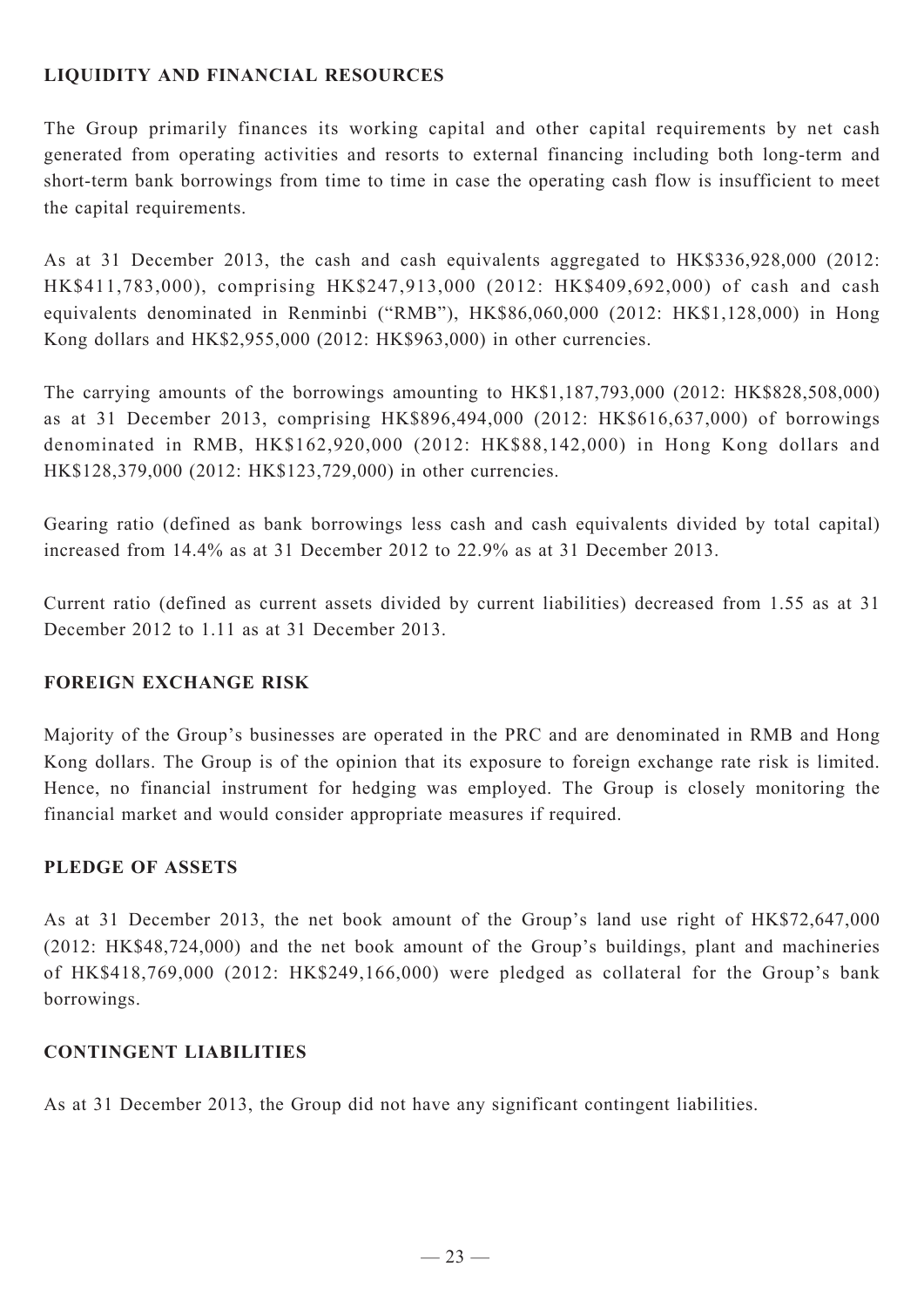## LIQUIDITY AND FINANCIAL RESOURCES

The Group primarily finances its working capital and other capital requirements by net cash generated from operating activities and resorts to external financing including both long-term and short-term bank borrowings from time to time in case the operating cash flow is insufficient to meet the capital requirements.

As at 31 December 2013, the cash and cash equivalents aggregated to HK$336,928,000 (2012: HK$411,783,000), comprising HK$247,913,000 (2012: HK$409,692,000) of cash and cash equivalents denominated in Renminbi ("RMB"), HK$86,060,000 (2012: HK$1,128,000) in Hong Kong dollars and HK$2,955,000 (2012: HK$963,000) in other currencies.

The carrying amounts of the borrowings amounting to HK$1,187,793,000 (2012: HK$828,508,000) as at 31 December 2013, comprising HK$896,494,000 (2012: HK$616,637,000) of borrowings denominated in RMB, HK$162,920,000 (2012: HK$88,142,000) in Hong Kong dollars and HK$128,379,000 (2012: HK$123,729,000) in other currencies.

Gearing ratio (defined as bank borrowings less cash and cash equivalents divided by total capital) increased from 14.4% as at 31 December 2012 to 22.9% as at 31 December 2013.

Current ratio (defined as current assets divided by current liabilities) decreased from 1.55 as at 31 December 2012 to 1.11 as at 31 December 2013.

## FOREIGN EXCHANGE RISK

Majority of the Group's businesses are operated in the PRC and are denominated in RMB and Hong Kong dollars. The Group is of the opinion that its exposure to foreign exchange rate risk is limited. Hence, no financial instrument for hedging was employed. The Group is closely monitoring the financial market and would consider appropriate measures if required.

## PLEDGE OF ASSETS

As at 31 December 2013, the net book amount of the Group's land use right of HK$72,647,000 (2012: HK$48,724,000) and the net book amount of the Group's buildings, plant and machineries of HK$418,769,000 (2012: HK$249,166,000) were pledged as collateral for the Group's bank borrowings.

## CONTINGENT LIABILITIES

As at 31 December 2013, the Group did not have any significant contingent liabilities.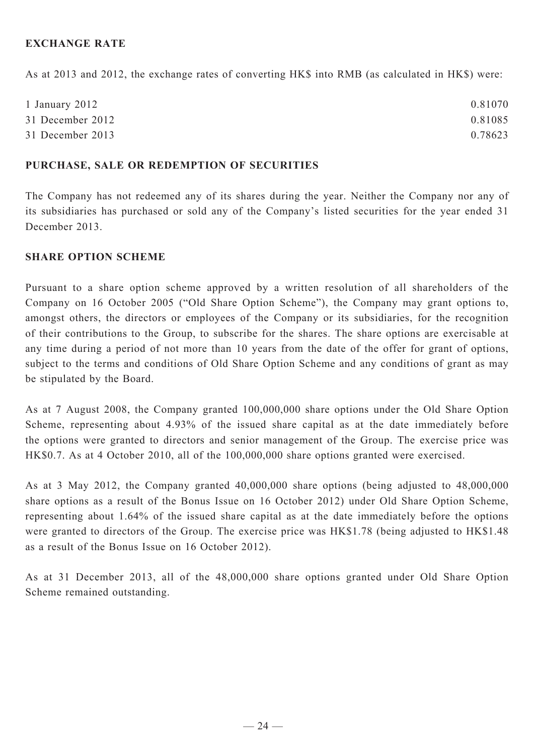## EXCHANGE RATE

As at 2013 and 2012, the exchange rates of converting HK$ into RMB (as calculated in HK$) were:

| | |
|---|---|
| 1 January 2012 | 0.81070 |
| 31 December 2012 | 0.81085 |
| 31 December 2013 | 0.78623 |

## PURCHASE, SALE OR REDEMPTION OF SECURITIES

The Company has not redeemed any of its shares during the year. Neither the Company nor any of its subsidiaries has purchased or sold any of the Company's listed securities for the year ended 31 December 2013.

## SHARE OPTION SCHEME

Pursuant to a share option scheme approved by a written resolution of all shareholders of the Company on 16 October 2005 ("Old Share Option Scheme"), the Company may grant options to, amongst others, the directors or employees of the Company or its subsidiaries, for the recognition of their contributions to the Group, to subscribe for the shares. The share options are exercisable at any time during a period of not more than 10 years from the date of the offer for grant of options, subject to the terms and conditions of Old Share Option Scheme and any conditions of grant as may be stipulated by the Board.

As at 7 August 2008, the Company granted 100,000,000 share options under the Old Share Option Scheme, representing about 4.93% of the issued share capital as at the date immediately before the options were granted to directors and senior management of the Group. The exercise price was HK$0.7. As at 4 October 2010, all of the 100,000,000 share options granted were exercised.

As at 3 May 2012, the Company granted 40,000,000 share options (being adjusted to 48,000,000 share options as a result of the Bonus Issue on 16 October 2012) under Old Share Option Scheme, representing about 1.64% of the issued share capital as at the date immediately before the options were granted to directors of the Group. The exercise price was HK$1.78 (being adjusted to HK$1.48 as a result of the Bonus Issue on 16 October 2012).

As at 31 December 2013, all of the 48,000,000 share options granted under Old Share Option Scheme remained outstanding.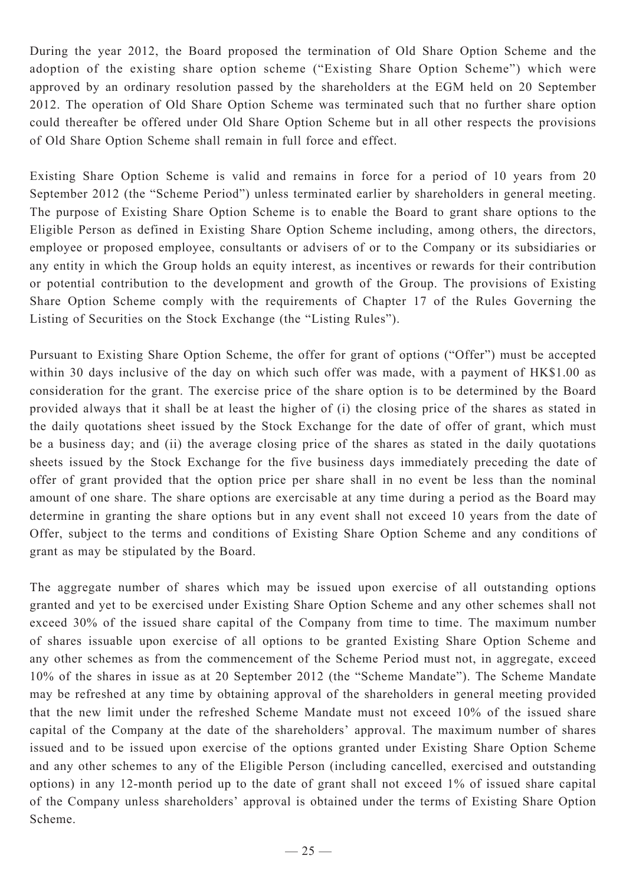During the year 2012, the Board proposed the termination of Old Share Option Scheme and the adoption of the existing share option scheme ("Existing Share Option Scheme") which were approved by an ordinary resolution passed by the shareholders at the EGM held on 20 September 2012. The operation of Old Share Option Scheme was terminated such that no further share option could thereafter be offered under Old Share Option Scheme but in all other respects the provisions of Old Share Option Scheme shall remain in full force and effect.

Existing Share Option Scheme is valid and remains in force for a period of 10 years from 20 September 2012 (the "Scheme Period") unless terminated earlier by shareholders in general meeting. The purpose of Existing Share Option Scheme is to enable the Board to grant share options to the Eligible Person as defined in Existing Share Option Scheme including, among others, the directors, employee or proposed employee, consultants or advisers of or to the Company or its subsidiaries or any entity in which the Group holds an equity interest, as incentives or rewards for their contribution or potential contribution to the development and growth of the Group. The provisions of Existing Share Option Scheme comply with the requirements of Chapter 17 of the Rules Governing the Listing of Securities on the Stock Exchange (the "Listing Rules").

Pursuant to Existing Share Option Scheme, the offer for grant of options ("Offer") must be accepted within 30 days inclusive of the day on which such offer was made, with a payment of HK$1.00 as consideration for the grant. The exercise price of the share option is to be determined by the Board provided always that it shall be at least the higher of (i) the closing price of the shares as stated in the daily quotations sheet issued by the Stock Exchange for the date of offer of grant, which must be a business day; and (ii) the average closing price of the shares as stated in the daily quotations sheets issued by the Stock Exchange for the five business days immediately preceding the date of offer of grant provided that the option price per share shall in no event be less than the nominal amount of one share. The share options are exercisable at any time during a period as the Board may determine in granting the share options but in any event shall not exceed 10 years from the date of Offer, subject to the terms and conditions of Existing Share Option Scheme and any conditions of grant as may be stipulated by the Board.

The aggregate number of shares which may be issued upon exercise of all outstanding options granted and yet to be exercised under Existing Share Option Scheme and any other schemes shall not exceed 30% of the issued share capital of the Company from time to time. The maximum number of shares issuable upon exercise of all options to be granted Existing Share Option Scheme and any other schemes as from the commencement of the Scheme Period must not, in aggregate, exceed 10% of the shares in issue as at 20 September 2012 (the "Scheme Mandate"). The Scheme Mandate may be refreshed at any time by obtaining approval of the shareholders in general meeting provided that the new limit under the refreshed Scheme Mandate must not exceed 10% of the issued share capital of the Company at the date of the shareholders' approval. The maximum number of shares issued and to be issued upon exercise of the options granted under Existing Share Option Scheme and any other schemes to any of the Eligible Person (including cancelled, exercised and outstanding options) in any 12-month period up to the date of grant shall not exceed 1% of issued share capital of the Company unless shareholders' approval is obtained under the terms of Existing Share Option Scheme.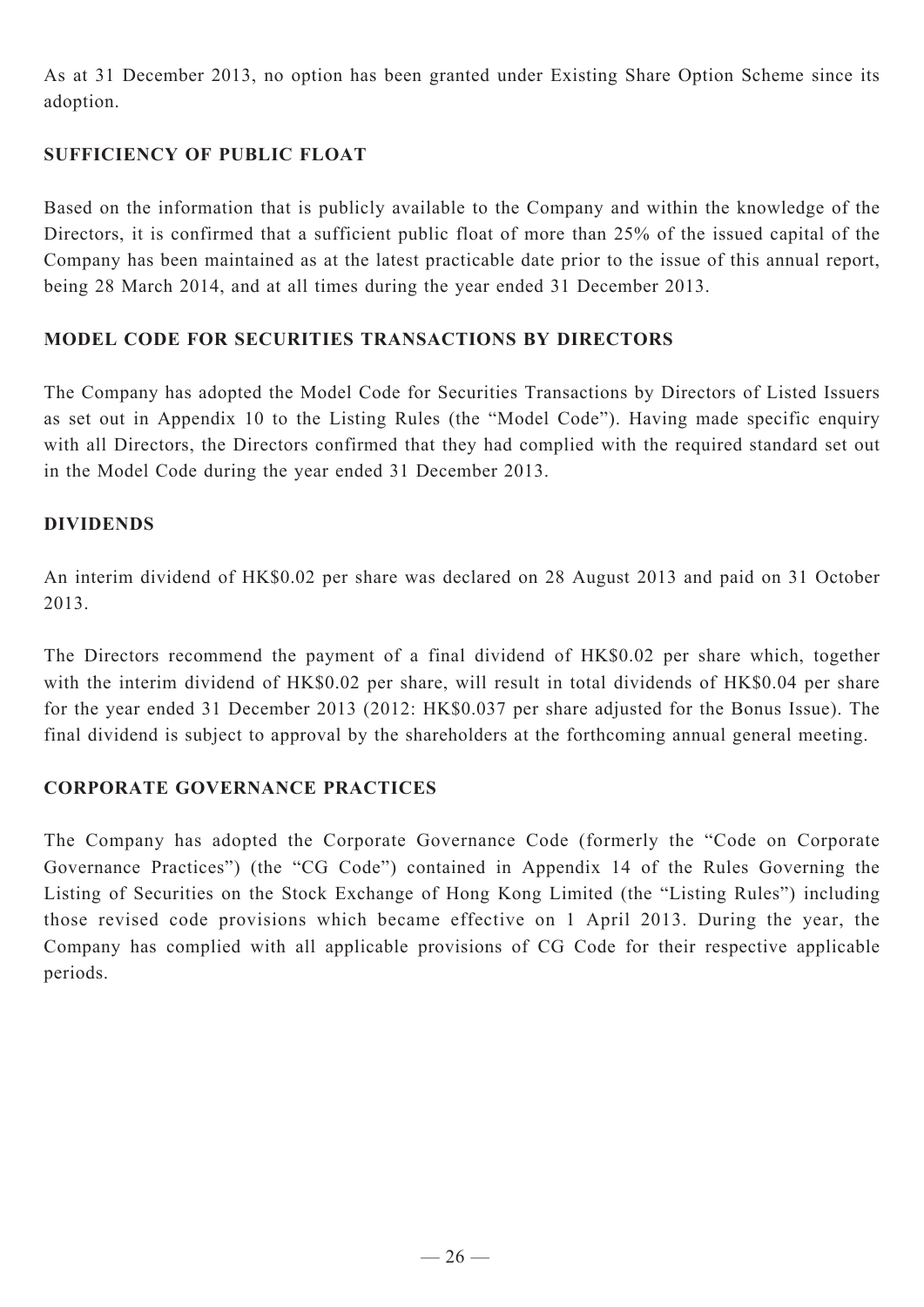As at 31 December 2013, no option has been granted under Existing Share Option Scheme since its adoption.

## SUFFICIENCY OF PUBLIC FLOAT

Based on the information that is publicly available to the Company and within the knowledge of the Directors, it is confirmed that a sufficient public float of more than 25% of the issued capital of the Company has been maintained as at the latest practicable date prior to the issue of this annual report, being 28 March 2014, and at all times during the year ended 31 December 2013.

## MODEL CODE FOR SECURITIES TRANSACTIONS BY DIRECTORS

The Company has adopted the Model Code for Securities Transactions by Directors of Listed Issuers as set out in Appendix 10 to the Listing Rules (the "Model Code"). Having made specific enquiry with all Directors, the Directors confirmed that they had complied with the required standard set out in the Model Code during the year ended 31 December 2013.

## DIVIDENDS

An interim dividend of HK$0.02 per share was declared on 28 August 2013 and paid on 31 October 2013.

The Directors recommend the payment of a final dividend of HK$0.02 per share which, together with the interim dividend of HK$0.02 per share, will result in total dividends of HK$0.04 per share for the year ended 31 December 2013 (2012: HK$0.037 per share adjusted for the Bonus Issue). The final dividend is subject to approval by the shareholders at the forthcoming annual general meeting.

## CORPORATE GOVERNANCE PRACTICES

The Company has adopted the Corporate Governance Code (formerly the "Code on Corporate Governance Practices") (the "CG Code") contained in Appendix 14 of the Rules Governing the Listing of Securities on the Stock Exchange of Hong Kong Limited (the "Listing Rules") including those revised code provisions which became effective on 1 April 2013. During the year, the Company has complied with all applicable provisions of CG Code for their respective applicable periods.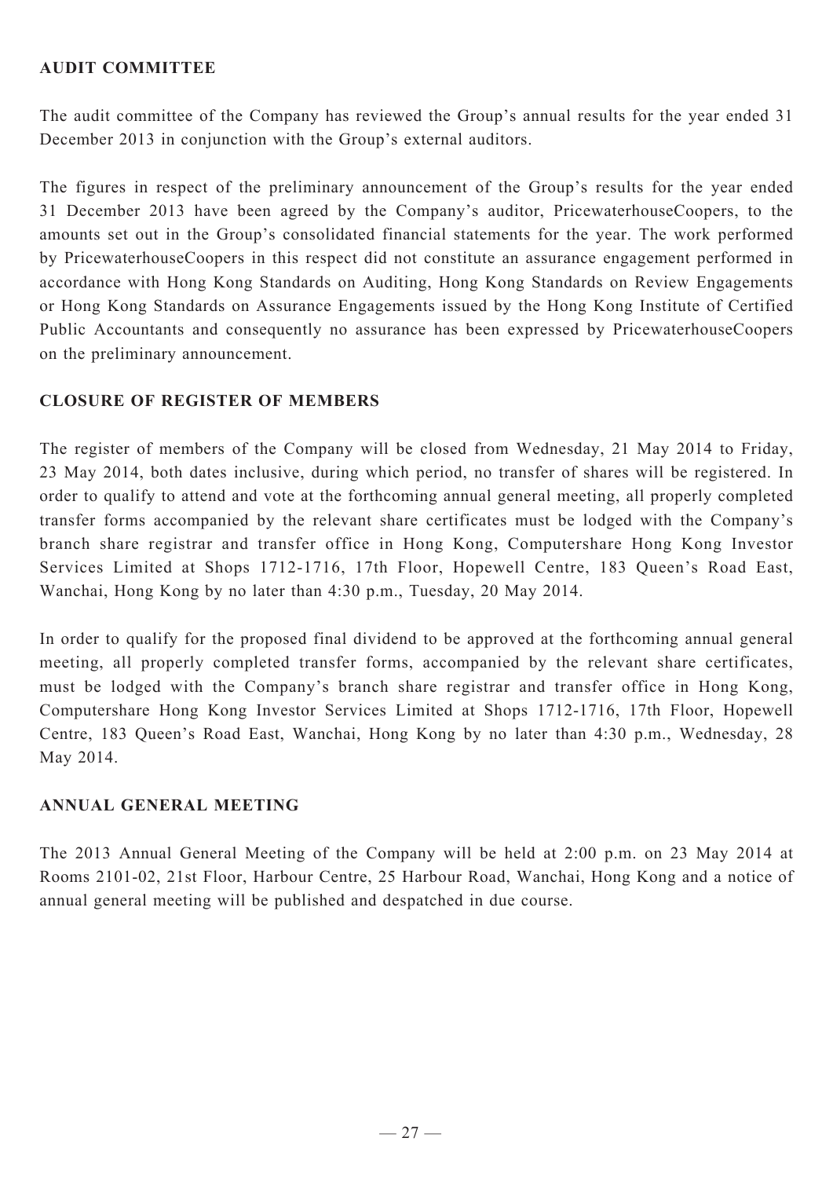## AUDIT COMMITTEE

The audit committee of the Company has reviewed the Group's annual results for the year ended 31 December 2013 in conjunction with the Group's external auditors.

The figures in respect of the preliminary announcement of the Group's results for the year ended 31 December 2013 have been agreed by the Company's auditor, PricewaterhouseCoopers, to the amounts set out in the Group's consolidated financial statements for the year. The work performed by PricewaterhouseCoopers in this respect did not constitute an assurance engagement performed in accordance with Hong Kong Standards on Auditing, Hong Kong Standards on Review Engagements or Hong Kong Standards on Assurance Engagements issued by the Hong Kong Institute of Certified Public Accountants and consequently no assurance has been expressed by PricewaterhouseCoopers on the preliminary announcement.

## CLOSURE OF REGISTER OF MEMBERS

The register of members of the Company will be closed from Wednesday, 21 May 2014 to Friday, 23 May 2014, both dates inclusive, during which period, no transfer of shares will be registered. In order to qualify to attend and vote at the forthcoming annual general meeting, all properly completed transfer forms accompanied by the relevant share certificates must be lodged with the Company's branch share registrar and transfer office in Hong Kong, Computershare Hong Kong Investor Services Limited at Shops 1712-1716, 17th Floor, Hopewell Centre, 183 Queen's Road East, Wanchai, Hong Kong by no later than 4:30 p.m., Tuesday, 20 May 2014.

In order to qualify for the proposed final dividend to be approved at the forthcoming annual general meeting, all properly completed transfer forms, accompanied by the relevant share certificates, must be lodged with the Company's branch share registrar and transfer office in Hong Kong, Computershare Hong Kong Investor Services Limited at Shops 1712-1716, 17th Floor, Hopewell Centre, 183 Queen's Road East, Wanchai, Hong Kong by no later than 4:30 p.m., Wednesday, 28 May 2014.

## ANNUAL GENERAL MEETING

The 2013 Annual General Meeting of the Company will be held at 2:00 p.m. on 23 May 2014 at Rooms 2101-02, 21st Floor, Harbour Centre, 25 Harbour Road, Wanchai, Hong Kong and a notice of annual general meeting will be published and despatched in due course.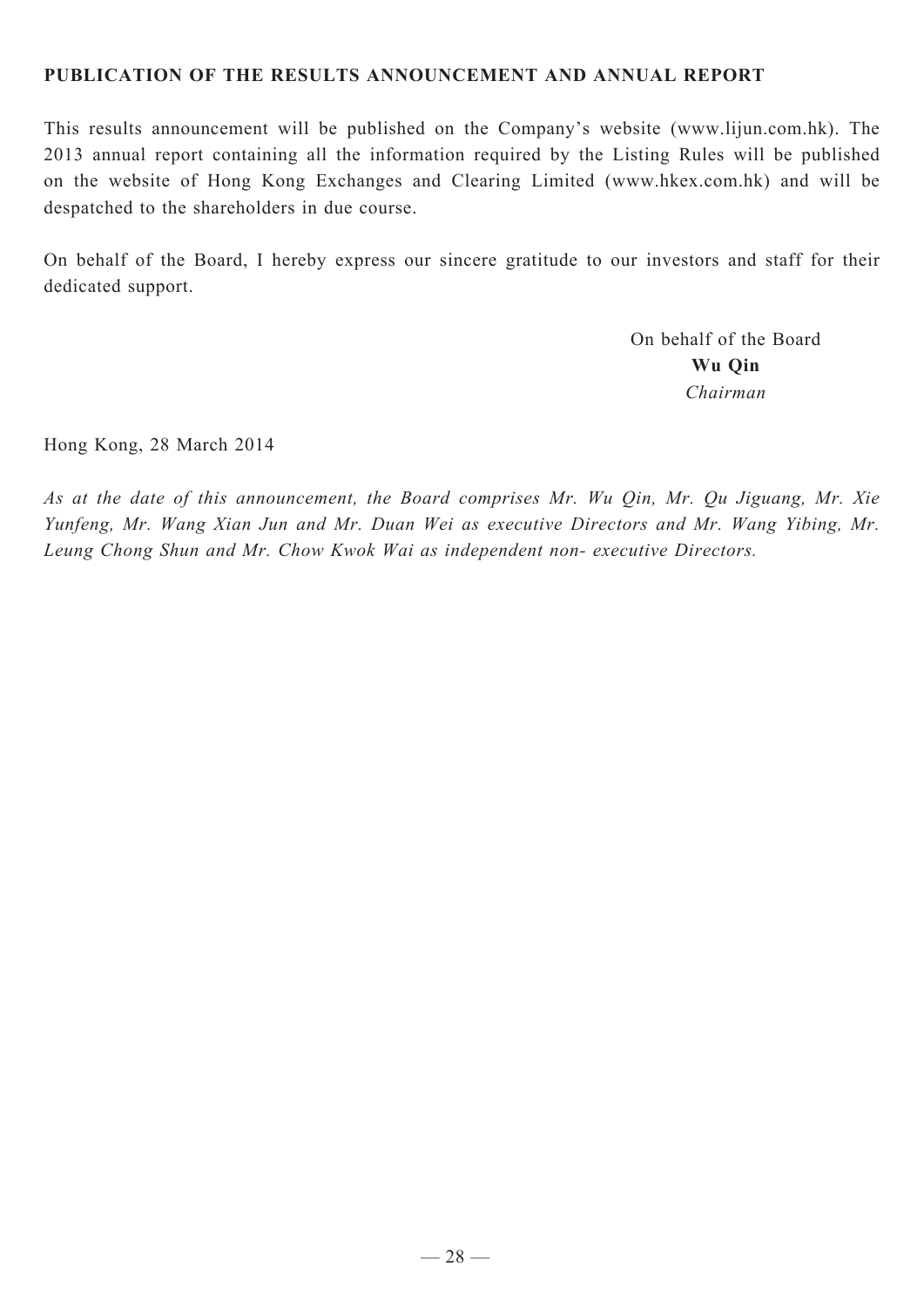## PUBLICATION OF THE RESULTS ANNOUNCEMENT AND ANNUAL REPORT

This results announcement will be published on the Company's website (www.lijun.com.hk). The 2013 annual report containing all the information required by the Listing Rules will be published on the website of Hong Kong Exchanges and Clearing Limited (www.hkex.com.hk) and will be despatched to the shareholders in due course.

On behalf of the Board, I hereby express our sincere gratitude to our investors and staff for their dedicated support.

On behalf of the Board
**Wu Qin**
*Chairman*

Hong Kong, 28 March 2014

*As at the date of this announcement, the Board comprises Mr. Wu Qin, Mr. Qu Jiguang, Mr. Xie Yunfeng, Mr. Wang Xian Jun and Mr. Duan Wei as executive Directors and Mr. Wang Yibing, Mr. Leung Chong Shun and Mr. Chow Kwok Wai as independent non- executive Directors.*